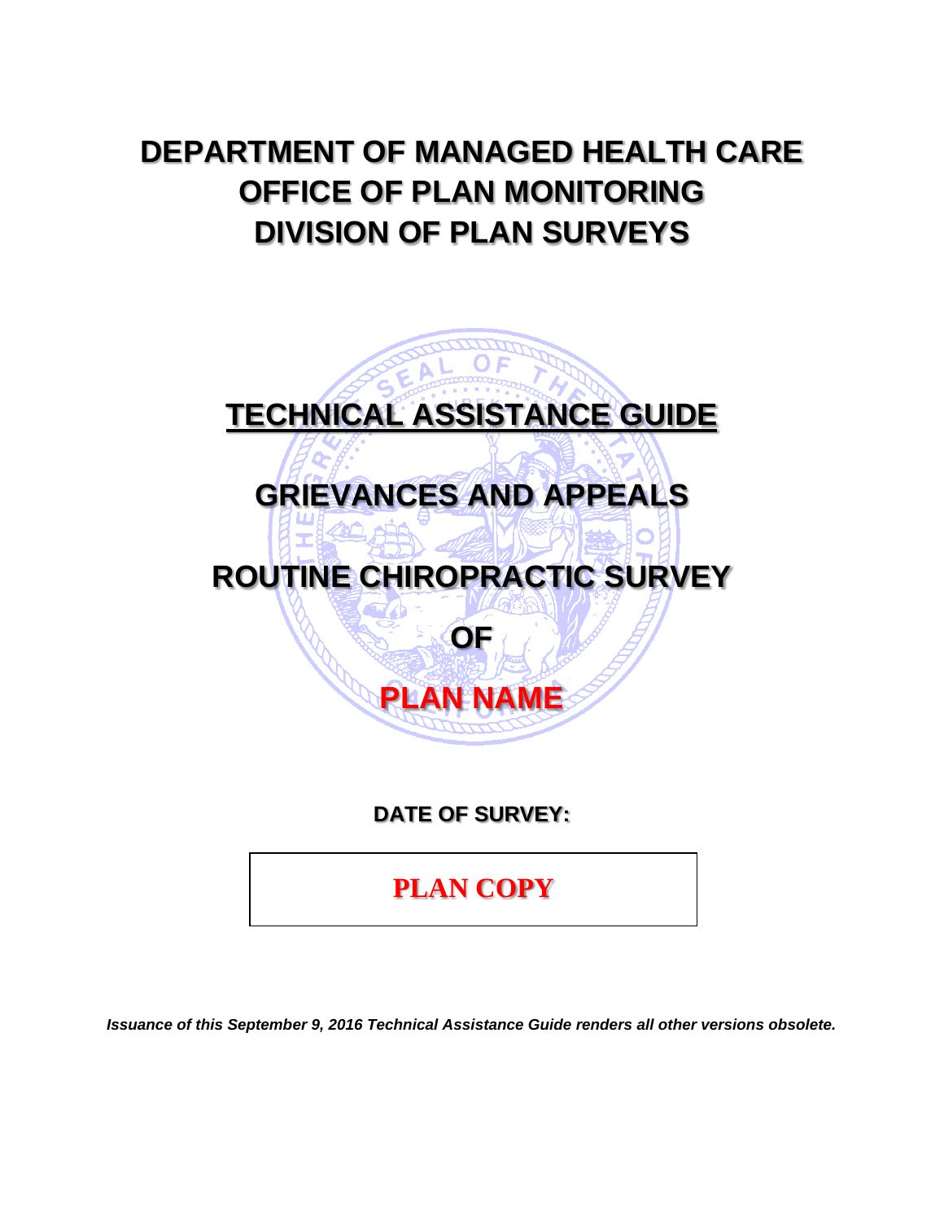# DEPARTMENT OF MANAGED HEALTH CARE
# OFFICE OF PLAN MONITORING
# DIVISION OF PLAN SURVEYS

## TECHNICAL ASSISTANCE GUIDE

## GRIEVANCES AND APPEALS

## ROUTINE CHIROPRACTIC SURVEY

## OF

## PLAN NAME

**DATE OF SURVEY:**

**PLAN COPY**

***Issuance of this September 9, 2016 Technical Assistance Guide renders all other versions obsolete.***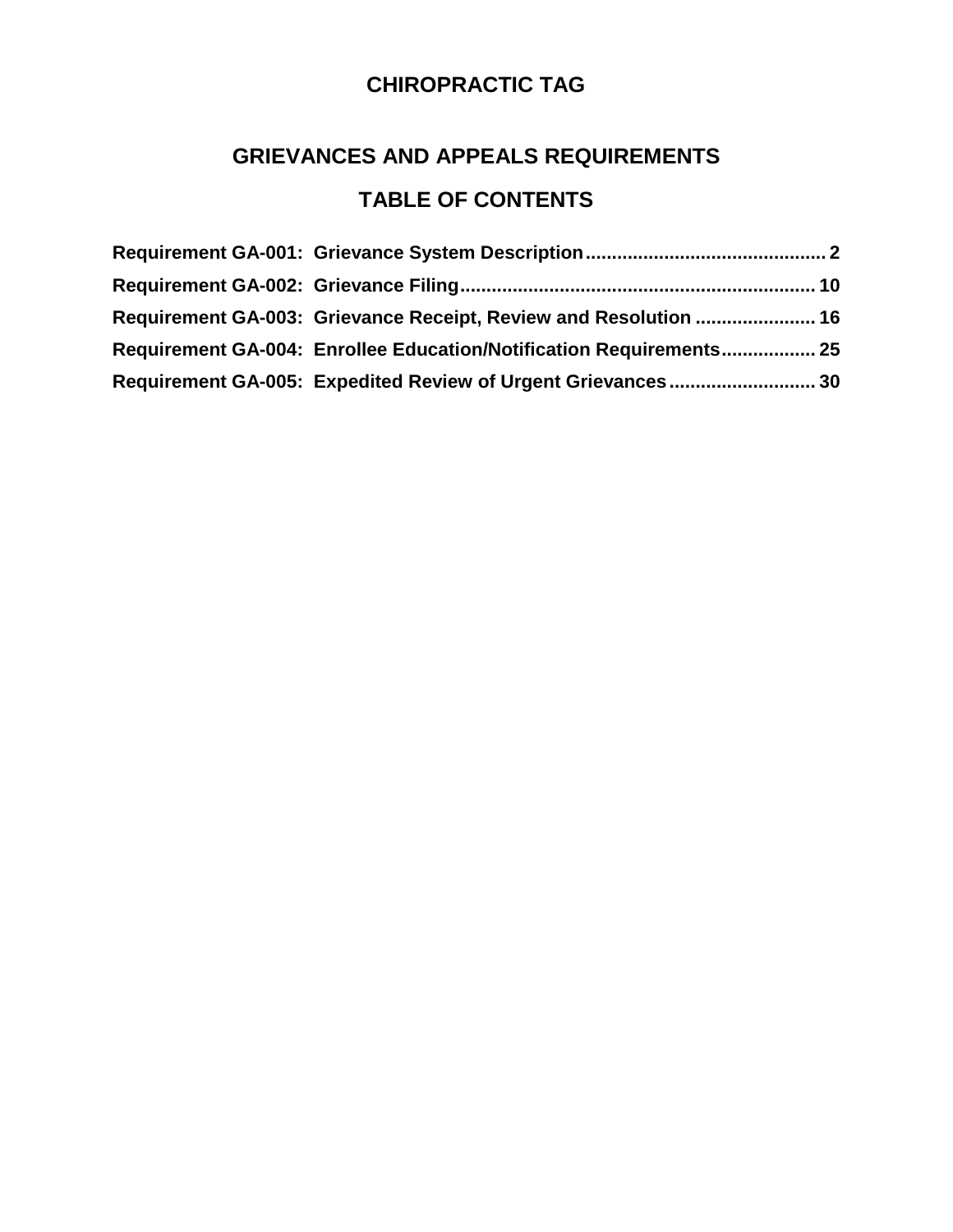# CHIROPRACTIC TAG

## GRIEVANCES AND APPEALS REQUIREMENTS

## TABLE OF CONTENTS

**Requirement GA-001: Grievance System Description** ............................................ 2

**Requirement GA-002: Grievance Filing** .................................................................. 10

**Requirement GA-003: Grievance Receipt, Review and Resolution** ...................... 16

**Requirement GA-004: Enrollee Education/Notification Requirements** ................. 25

**Requirement GA-005: Expedited Review of Urgent Grievances** ........................... 30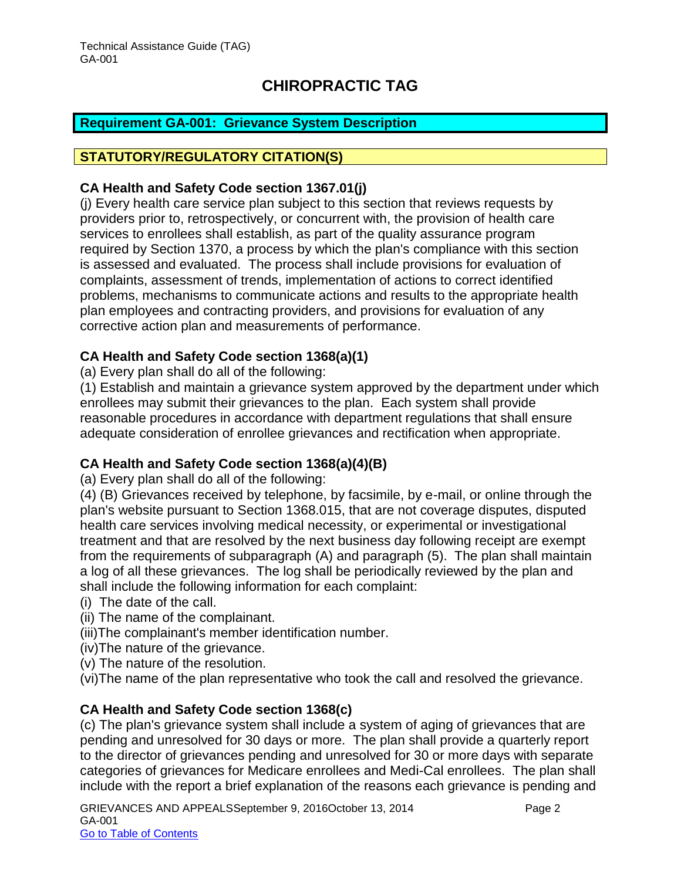# CHIROPRACTIC TAG

## Requirement GA-001: Grievance System Description

### STATUTORY/REGULATORY CITATION(S)

**CA Health and Safety Code section 1367.01(j)**

(j) Every health care service plan subject to this section that reviews requests by providers prior to, retrospectively, or concurrent with, the provision of health care services to enrollees shall establish, as part of the quality assurance program required by Section 1370, a process by which the plan's compliance with this section is assessed and evaluated. The process shall include provisions for evaluation of complaints, assessment of trends, implementation of actions to correct identified problems, mechanisms to communicate actions and results to the appropriate health plan employees and contracting providers, and provisions for evaluation of any corrective action plan and measurements of performance.

**CA Health and Safety Code section 1368(a)(1)**

(a) Every plan shall do all of the following:

(1) Establish and maintain a grievance system approved by the department under which enrollees may submit their grievances to the plan. Each system shall provide reasonable procedures in accordance with department regulations that shall ensure adequate consideration of enrollee grievances and rectification when appropriate.

**CA Health and Safety Code section 1368(a)(4)(B)**

(a) Every plan shall do all of the following:

(4) (B) Grievances received by telephone, by facsimile, by e-mail, or online through the plan's website pursuant to Section 1368.015, that are not coverage disputes, disputed health care services involving medical necessity, or experimental or investigational treatment and that are resolved by the next business day following receipt are exempt from the requirements of subparagraph (A) and paragraph (5). The plan shall maintain a log of all these grievances. The log shall be periodically reviewed by the plan and shall include the following information for each complaint:

(i) The date of the call.
(ii) The name of the complainant.
(iii) The complainant's member identification number.
(iv) The nature of the grievance.
(v) The nature of the resolution.
(vi) The name of the plan representative who took the call and resolved the grievance.

**CA Health and Safety Code section 1368(c)**

(c) The plan's grievance system shall include a system of aging of grievances that are pending and unresolved for 30 days or more. The plan shall provide a quarterly report to the director of grievances pending and unresolved for 30 or more days with separate categories of grievances for Medicare enrollees and Medi-Cal enrollees. The plan shall include with the report a brief explanation of the reasons each grievance is pending and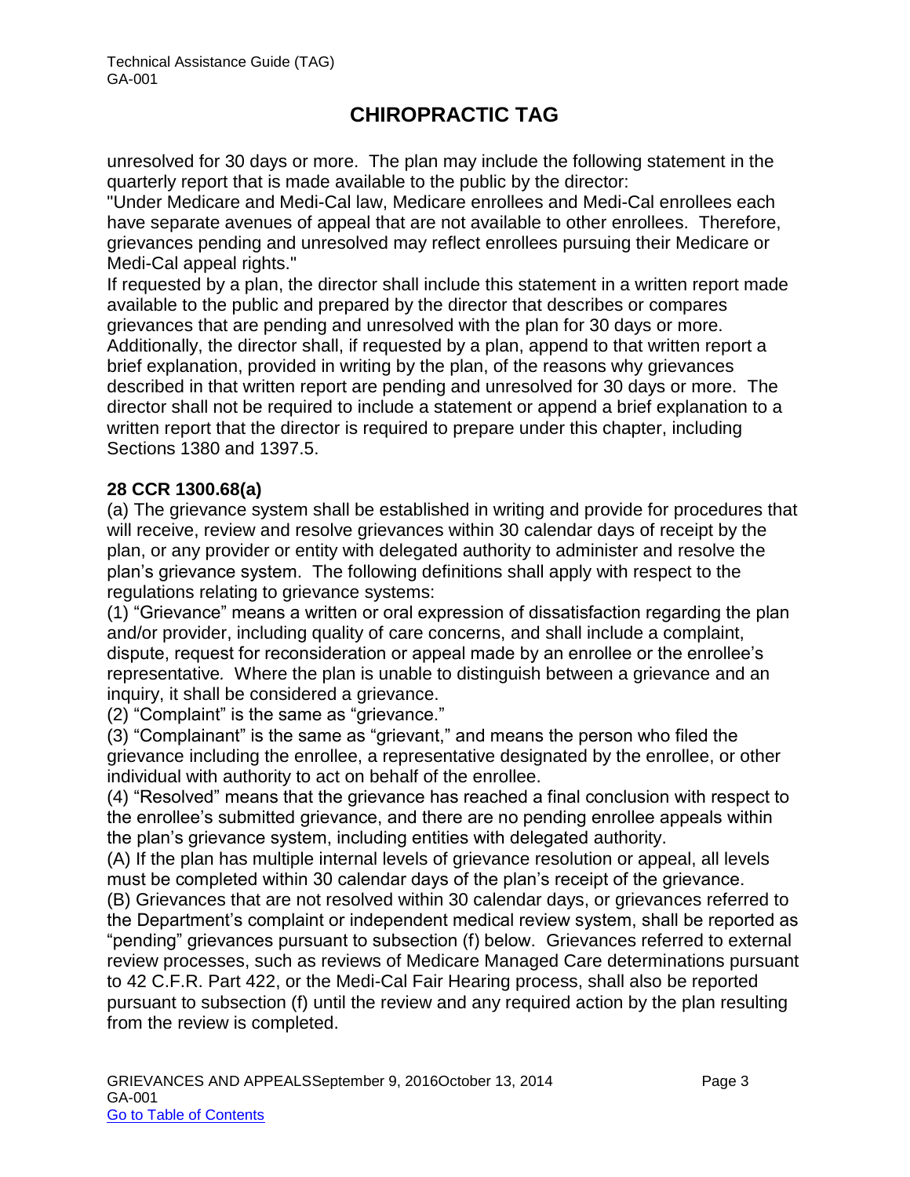unresolved for 30 days or more. The plan may include the following statement in the quarterly report that is made available to the public by the director:
"Under Medicare and Medi-Cal law, Medicare enrollees and Medi-Cal enrollees each have separate avenues of appeal that are not available to other enrollees. Therefore, grievances pending and unresolved may reflect enrollees pursuing their Medicare or Medi-Cal appeal rights."
If requested by a plan, the director shall include this statement in a written report made available to the public and prepared by the director that describes or compares grievances that are pending and unresolved with the plan for 30 days or more. Additionally, the director shall, if requested by a plan, append to that written report a brief explanation, provided in writing by the plan, of the reasons why grievances described in that written report are pending and unresolved for 30 days or more. The director shall not be required to include a statement or append a brief explanation to a written report that the director is required to prepare under this chapter, including Sections 1380 and 1397.5.

**28 CCR 1300.68(a)**
(a) The grievance system shall be established in writing and provide for procedures that will receive, review and resolve grievances within 30 calendar days of receipt by the plan, or any provider or entity with delegated authority to administer and resolve the plan's grievance system. The following definitions shall apply with respect to the regulations relating to grievance systems:
(1) "Grievance" means a written or oral expression of dissatisfaction regarding the plan and/or provider, including quality of care concerns, and shall include a complaint, dispute, request for reconsideration or appeal made by an enrollee or the enrollee's representative*.* Where the plan is unable to distinguish between a grievance and an inquiry, it shall be considered a grievance.
(2) "Complaint" is the same as "grievance."
(3) "Complainant" is the same as "grievant," and means the person who filed the grievance including the enrollee, a representative designated by the enrollee, or other individual with authority to act on behalf of the enrollee.
(4) "Resolved" means that the grievance has reached a final conclusion with respect to the enrollee's submitted grievance, and there are no pending enrollee appeals within the plan's grievance system, including entities with delegated authority.
(A) If the plan has multiple internal levels of grievance resolution or appeal, all levels must be completed within 30 calendar days of the plan's receipt of the grievance.
(B) Grievances that are not resolved within 30 calendar days, or grievances referred to the Department's complaint or independent medical review system, shall be reported as "pending" grievances pursuant to subsection (f) below. Grievances referred to external review processes, such as reviews of Medicare Managed Care determinations pursuant to 42 C.F.R. Part 422, or the Medi-Cal Fair Hearing process, shall also be reported pursuant to subsection (f) until the review and any required action by the plan resulting from the review is completed.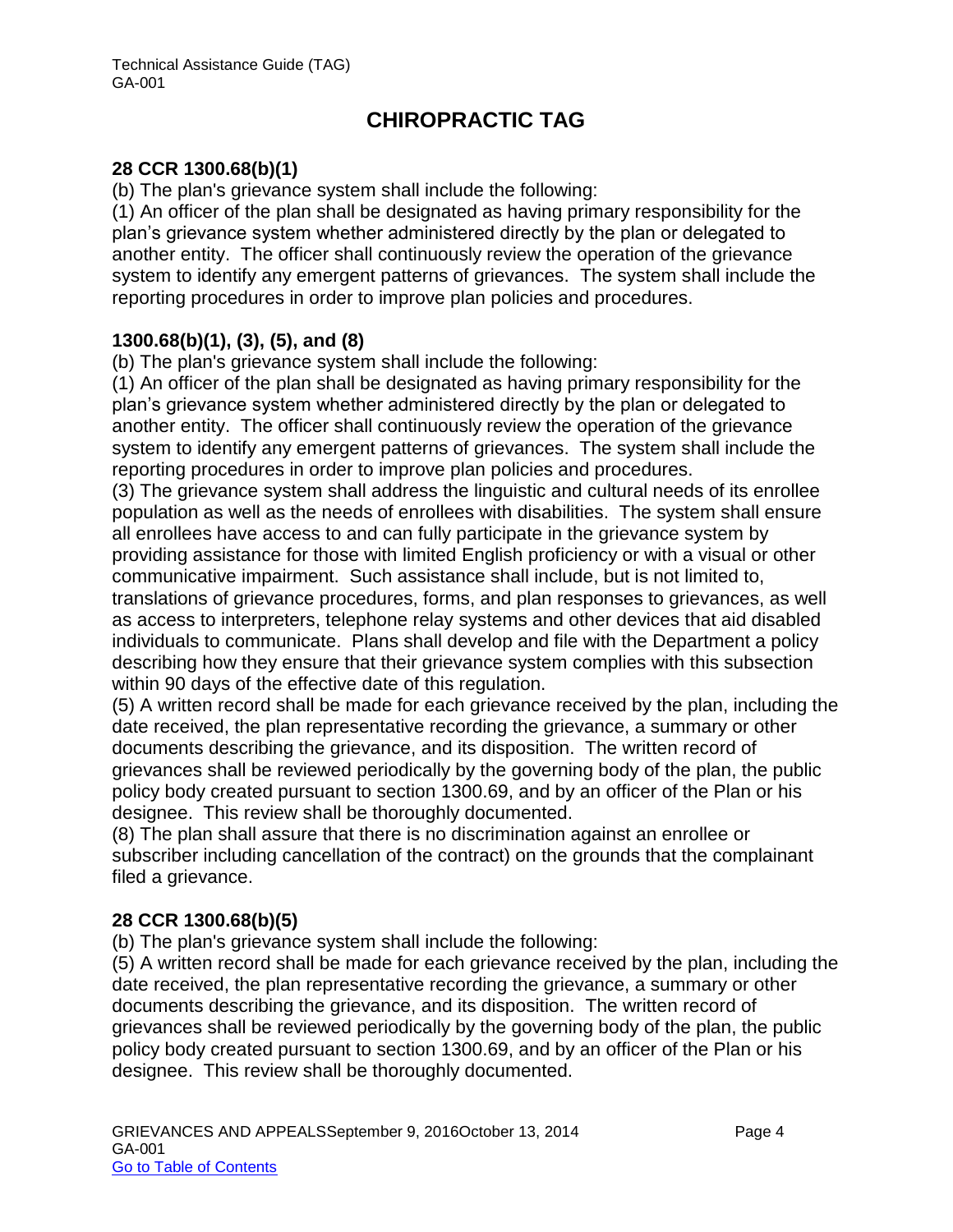# CHIROPRACTIC TAG

### 28 CCR 1300.68(b)(1)

(b) The plan's grievance system shall include the following:

(1) An officer of the plan shall be designated as having primary responsibility for the plan's grievance system whether administered directly by the plan or delegated to another entity. The officer shall continuously review the operation of the grievance system to identify any emergent patterns of grievances. The system shall include the reporting procedures in order to improve plan policies and procedures.

### 1300.68(b)(1), (3), (5), and (8)

(b) The plan's grievance system shall include the following:

(1) An officer of the plan shall be designated as having primary responsibility for the plan's grievance system whether administered directly by the plan or delegated to another entity. The officer shall continuously review the operation of the grievance system to identify any emergent patterns of grievances. The system shall include the reporting procedures in order to improve plan policies and procedures.

(3) The grievance system shall address the linguistic and cultural needs of its enrollee population as well as the needs of enrollees with disabilities. The system shall ensure all enrollees have access to and can fully participate in the grievance system by providing assistance for those with limited English proficiency or with a visual or other communicative impairment. Such assistance shall include, but is not limited to, translations of grievance procedures, forms, and plan responses to grievances, as well as access to interpreters, telephone relay systems and other devices that aid disabled individuals to communicate. Plans shall develop and file with the Department a policy describing how they ensure that their grievance system complies with this subsection within 90 days of the effective date of this regulation.

(5) A written record shall be made for each grievance received by the plan, including the date received, the plan representative recording the grievance, a summary or other documents describing the grievance, and its disposition. The written record of grievances shall be reviewed periodically by the governing body of the plan, the public policy body created pursuant to section 1300.69, and by an officer of the Plan or his designee. This review shall be thoroughly documented.

(8) The plan shall assure that there is no discrimination against an enrollee or subscriber including cancellation of the contract) on the grounds that the complainant filed a grievance.

### 28 CCR 1300.68(b)(5)

(b) The plan's grievance system shall include the following:

(5) A written record shall be made for each grievance received by the plan, including the date received, the plan representative recording the grievance, a summary or other documents describing the grievance, and its disposition. The written record of grievances shall be reviewed periodically by the governing body of the plan, the public policy body created pursuant to section 1300.69, and by an officer of the Plan or his designee. This review shall be thoroughly documented.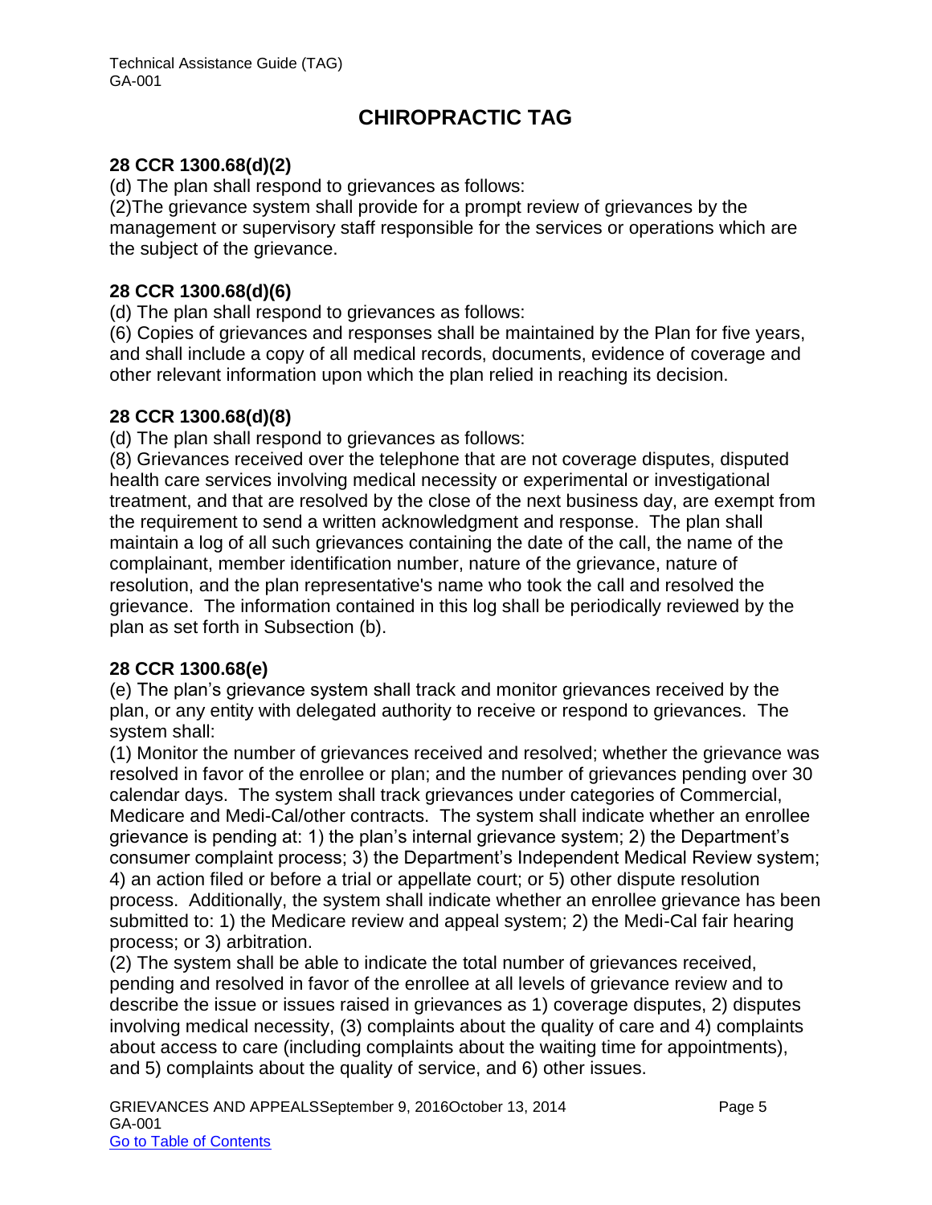# CHIROPRACTIC TAG

**28 CCR 1300.68(d)(2)**

(d) The plan shall respond to grievances as follows:

(2)The grievance system shall provide for a prompt review of grievances by the management or supervisory staff responsible for the services or operations which are the subject of the grievance.

**28 CCR 1300.68(d)(6)**

(d) The plan shall respond to grievances as follows:

(6) Copies of grievances and responses shall be maintained by the Plan for five years, and shall include a copy of all medical records, documents, evidence of coverage and other relevant information upon which the plan relied in reaching its decision.

**28 CCR 1300.68(d)(8)**

(d) The plan shall respond to grievances as follows:

(8) Grievances received over the telephone that are not coverage disputes, disputed health care services involving medical necessity or experimental or investigational treatment, and that are resolved by the close of the next business day, are exempt from the requirement to send a written acknowledgment and response. The plan shall maintain a log of all such grievances containing the date of the call, the name of the complainant, member identification number, nature of the grievance, nature of resolution, and the plan representative's name who took the call and resolved the grievance. The information contained in this log shall be periodically reviewed by the plan as set forth in Subsection (b).

**28 CCR 1300.68(e)**

(e) The plan's grievance system shall track and monitor grievances received by the plan, or any entity with delegated authority to receive or respond to grievances. The system shall:

(1) Monitor the number of grievances received and resolved; whether the grievance was resolved in favor of the enrollee or plan; and the number of grievances pending over 30 calendar days. The system shall track grievances under categories of Commercial, Medicare and Medi-Cal/other contracts. The system shall indicate whether an enrollee grievance is pending at: 1) the plan's internal grievance system; 2) the Department's consumer complaint process; 3) the Department's Independent Medical Review system; 4) an action filed or before a trial or appellate court; or 5) other dispute resolution process. Additionally, the system shall indicate whether an enrollee grievance has been submitted to: 1) the Medicare review and appeal system; 2) the Medi-Cal fair hearing process; or 3) arbitration.

(2) The system shall be able to indicate the total number of grievances received, pending and resolved in favor of the enrollee at all levels of grievance review and to describe the issue or issues raised in grievances as 1) coverage disputes, 2) disputes involving medical necessity, (3) complaints about the quality of care and 4) complaints about access to care (including complaints about the waiting time for appointments), and 5) complaints about the quality of service, and 6) other issues.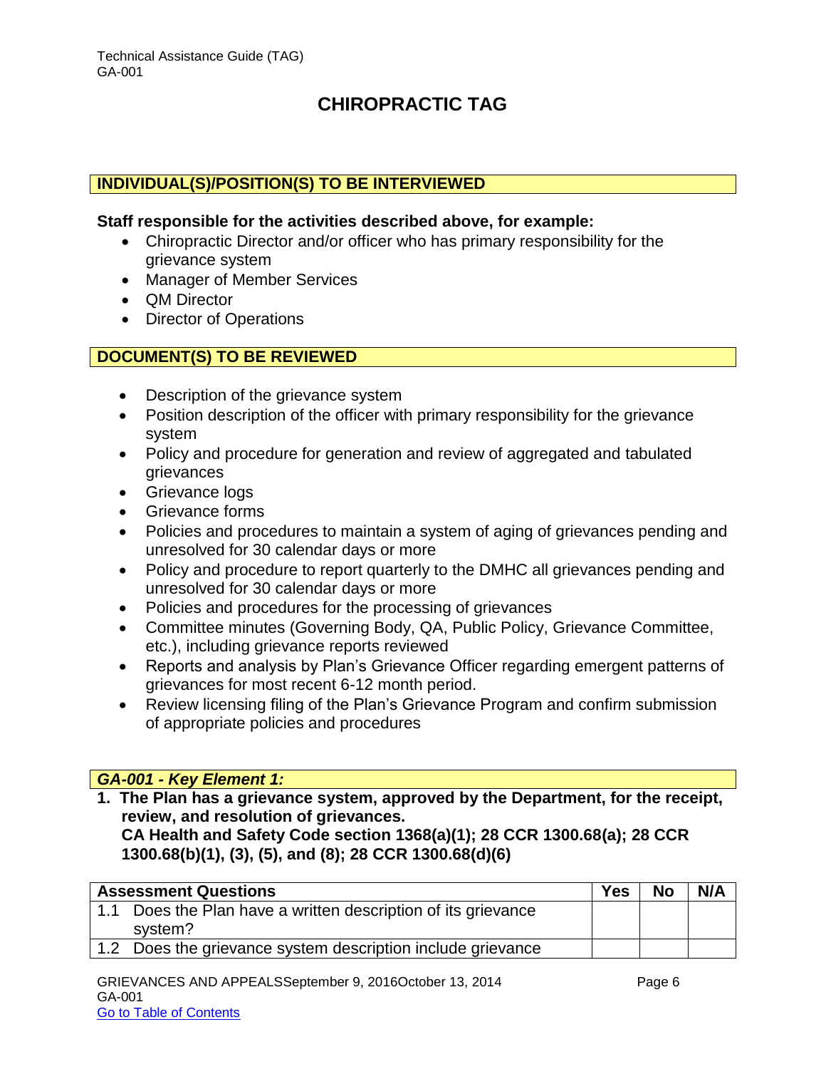# CHIROPRACTIC TAG

## INDIVIDUAL(S)/POSITION(S) TO BE INTERVIEWED

**Staff responsible for the activities described above, for example:**

- Chiropractic Director and/or officer who has primary responsibility for the grievance system
- Manager of Member Services
- QM Director
- Director of Operations

## DOCUMENT(S) TO BE REVIEWED

- Description of the grievance system
- Position description of the officer with primary responsibility for the grievance system
- Policy and procedure for generation and review of aggregated and tabulated grievances
- Grievance logs
- Grievance forms
- Policies and procedures to maintain a system of aging of grievances pending and unresolved for 30 calendar days or more
- Policy and procedure to report quarterly to the DMHC all grievances pending and unresolved for 30 calendar days or more
- Policies and procedures for the processing of grievances
- Committee minutes (Governing Body, QA, Public Policy, Grievance Committee, etc.), including grievance reports reviewed
- Reports and analysis by Plan's Grievance Officer regarding emergent patterns of grievances for most recent 6-12 month period.
- Review licensing filing of the Plan's Grievance Program and confirm submission of appropriate policies and procedures

## *GA-001 - Key Element 1:*

**1. The Plan has a grievance system, approved by the Department, for the receipt, review, and resolution of grievances.**
**CA Health and Safety Code section 1368(a)(1); 28 CCR 1300.68(a); 28 CCR 1300.68(b)(1), (3), (5), and (8); 28 CCR 1300.68(d)(6)**

| Assessment Questions | Yes | No | N/A |
|---|---|---|---|
| 1.1 Does the Plan have a written description of its grievance system? | | | |
| 1.2 Does the grievance system description include grievance | | | |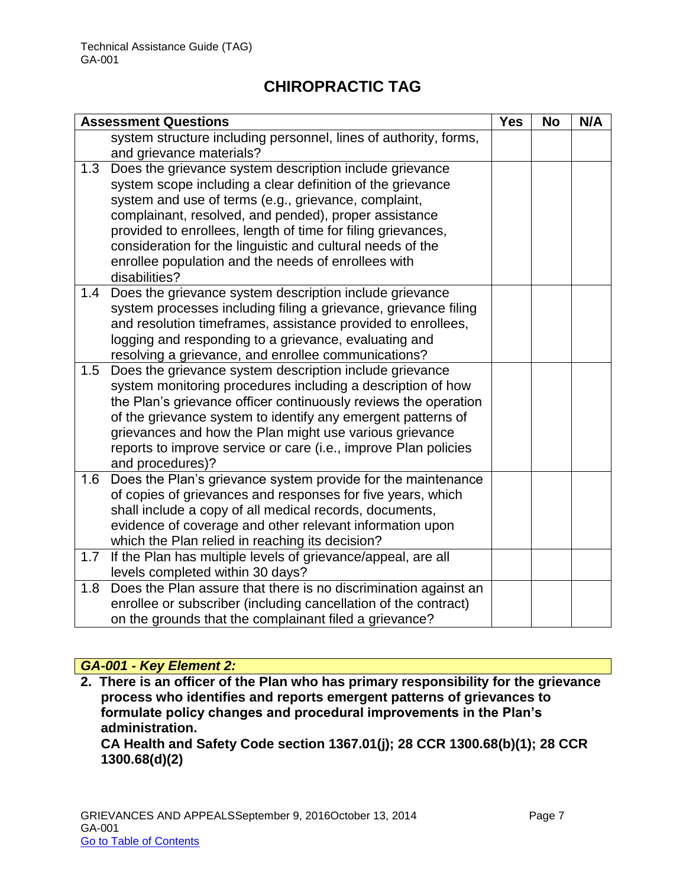# CHIROPRACTIC TAG

| Assessment Questions | Yes | No | N/A |
|---|---|---|---|
| system structure including personnel, lines of authority, forms, and grievance materials? | | | |
| 1.3 Does the grievance system description include grievance system scope including a clear definition of the grievance system and use of terms (e.g., grievance, complaint, complainant, resolved, and pended), proper assistance provided to enrollees, length of time for filing grievances, consideration for the linguistic and cultural needs of the enrollee population and the needs of enrollees with disabilities? | | | |
| 1.4 Does the grievance system description include grievance system processes including filing a grievance, grievance filing and resolution timeframes, assistance provided to enrollees, logging and responding to a grievance, evaluating and resolving a grievance, and enrollee communications? | | | |
| 1.5 Does the grievance system description include grievance system monitoring procedures including a description of how the Plan's grievance officer continuously reviews the operation of the grievance system to identify any emergent patterns of grievances and how the Plan might use various grievance reports to improve service or care (i.e., improve Plan policies and procedures)? | | | |
| 1.6 Does the Plan's grievance system provide for the maintenance of copies of grievances and responses for five years, which shall include a copy of all medical records, documents, evidence of coverage and other relevant information upon which the Plan relied in reaching its decision? | | | |
| 1.7 If the Plan has multiple levels of grievance/appeal, are all levels completed within 30 days? | | | |
| 1.8 Does the Plan assure that there is no discrimination against an enrollee or subscriber (including cancellation of the contract) on the grounds that the complainant filed a grievance? | | | |

***GA-001 - Key Element 2:***

**2. There is an officer of the Plan who has primary responsibility for the grievance process who identifies and reports emergent patterns of grievances to formulate policy changes and procedural improvements in the Plan's administration.**
**CA Health and Safety Code section 1367.01(j); 28 CCR 1300.68(b)(1); 28 CCR 1300.68(d)(2)**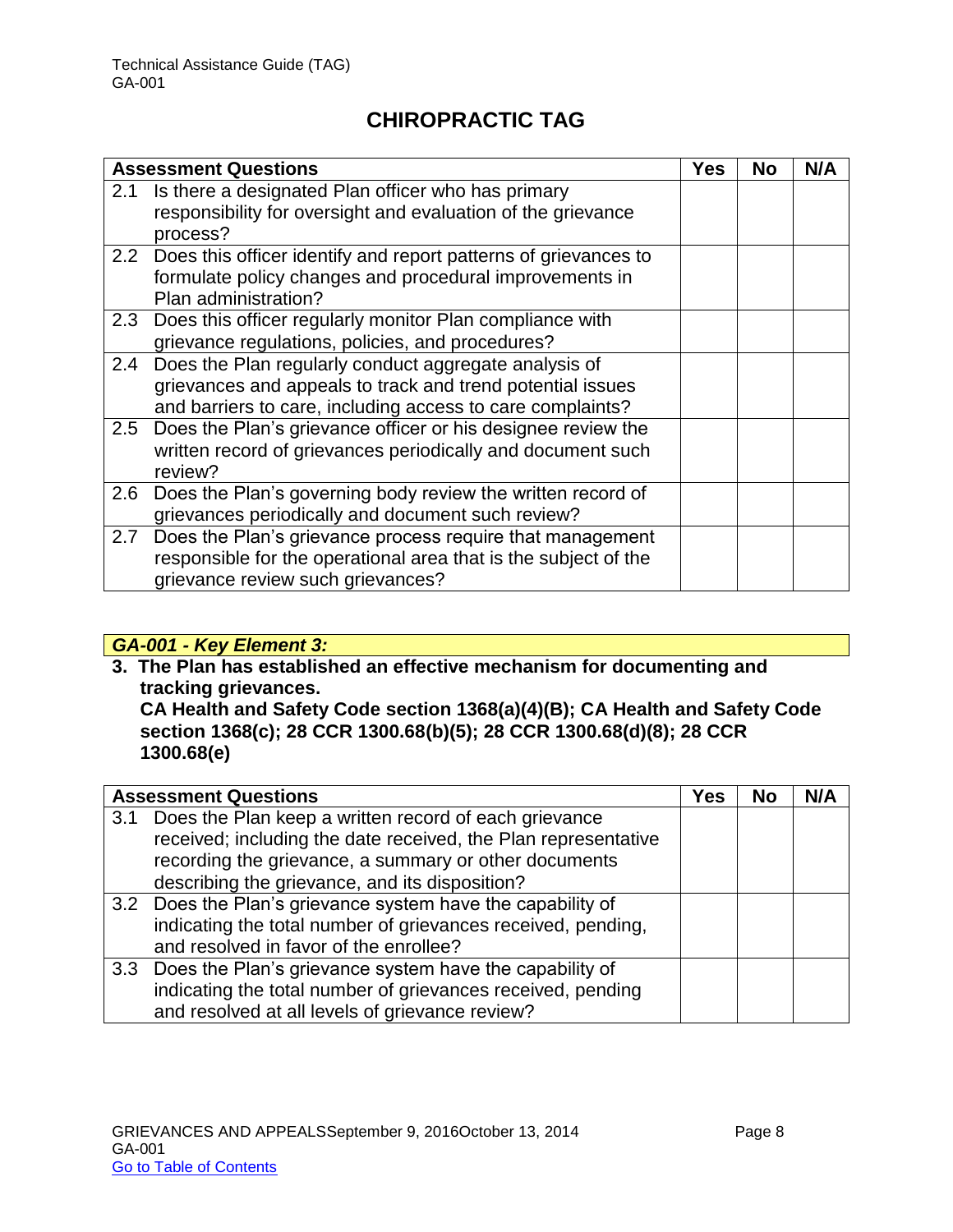## CHIROPRACTIC TAG

| Assessment Questions | Yes | No | N/A |
| --- | --- | --- | --- |
| 2.1 Is there a designated Plan officer who has primary responsibility for oversight and evaluation of the grievance process? | | | |
| 2.2 Does this officer identify and report patterns of grievances to formulate policy changes and procedural improvements in Plan administration? | | | |
| 2.3 Does this officer regularly monitor Plan compliance with grievance regulations, policies, and procedures? | | | |
| 2.4 Does the Plan regularly conduct aggregate analysis of grievances and appeals to track and trend potential issues and barriers to care, including access to care complaints? | | | |
| 2.5 Does the Plan's grievance officer or his designee review the written record of grievances periodically and document such review? | | | |
| 2.6 Does the Plan's governing body review the written record of grievances periodically and document such review? | | | |
| 2.7 Does the Plan's grievance process require that management responsible for the operational area that is the subject of the grievance review such grievances? | | | |

### *GA-001 - Key Element 3:*

**3. The Plan has established an effective mechanism for documenting and tracking grievances.**
**CA Health and Safety Code section 1368(a)(4)(B); CA Health and Safety Code section 1368(c); 28 CCR 1300.68(b)(5); 28 CCR 1300.68(d)(8); 28 CCR 1300.68(e)**

| Assessment Questions | Yes | No | N/A |
| --- | --- | --- | --- |
| 3.1 Does the Plan keep a written record of each grievance received; including the date received, the Plan representative recording the grievance, a summary or other documents describing the grievance, and its disposition? | | | |
| 3.2 Does the Plan's grievance system have the capability of indicating the total number of grievances received, pending, and resolved in favor of the enrollee? | | | |
| 3.3 Does the Plan's grievance system have the capability of indicating the total number of grievances received, pending and resolved at all levels of grievance review? | | | |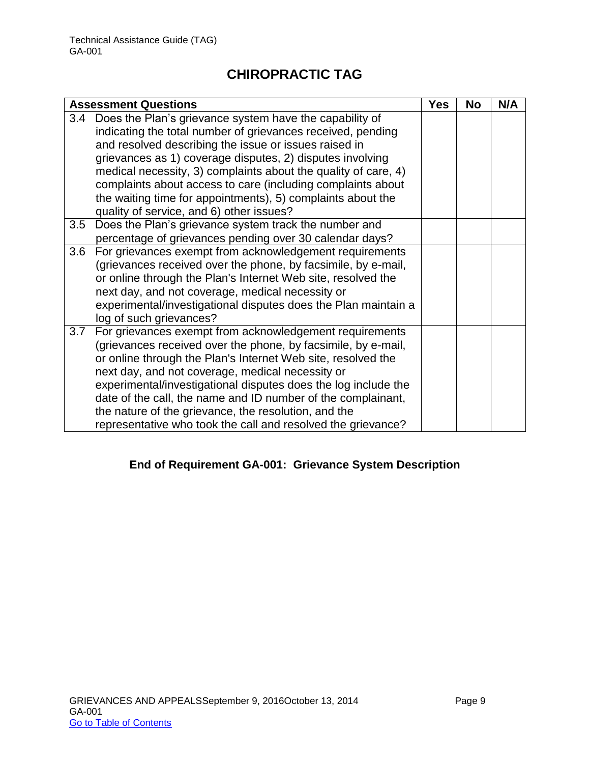## CHIROPRACTIC TAG

| Assessment Questions | Yes | No | N/A |
|---|---|---|---|
| 3.4 Does the Plan's grievance system have the capability of indicating the total number of grievances received, pending and resolved describing the issue or issues raised in grievances as 1) coverage disputes, 2) disputes involving medical necessity, 3) complaints about the quality of care, 4) complaints about access to care (including complaints about the waiting time for appointments), 5) complaints about the quality of service, and 6) other issues? | | | |
| 3.5 Does the Plan's grievance system track the number and percentage of grievances pending over 30 calendar days? | | | |
| 3.6 For grievances exempt from acknowledgement requirements (grievances received over the phone, by facsimile, by e-mail, or online through the Plan's Internet Web site, resolved the next day, and not coverage, medical necessity or experimental/investigational disputes does the Plan maintain a log of such grievances? | | | |
| 3.7 For grievances exempt from acknowledgement requirements (grievances received over the phone, by facsimile, by e-mail, or online through the Plan's Internet Web site, resolved the next day, and not coverage, medical necessity or experimental/investigational disputes does the log include the date of the call, the name and ID number of the complainant, the nature of the grievance, the resolution, and the representative who took the call and resolved the grievance? | | | |

**End of Requirement GA-001: Grievance System Description**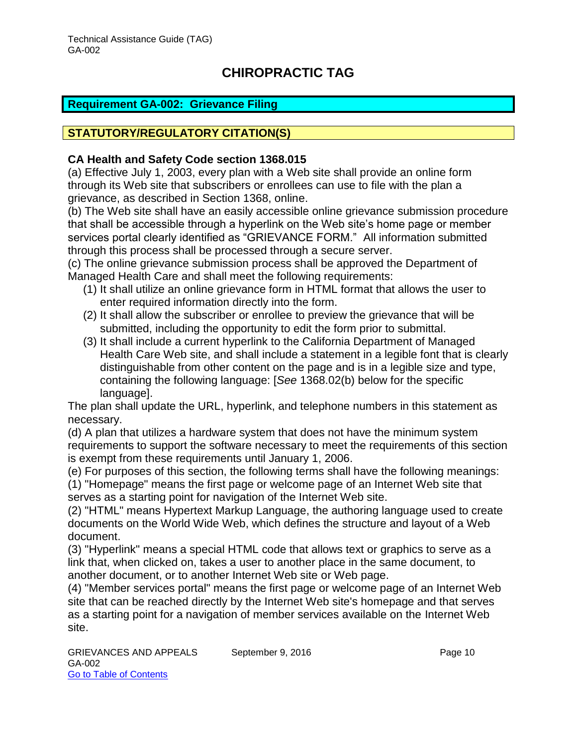# CHIROPRACTIC TAG

## Requirement GA-002: Grievance Filing

## STATUTORY/REGULATORY CITATION(S)

**CA Health and Safety Code section 1368.015**

(a) Effective July 1, 2003, every plan with a Web site shall provide an online form through its Web site that subscribers or enrollees can use to file with the plan a grievance, as described in Section 1368, online.

(b) The Web site shall have an easily accessible online grievance submission procedure that shall be accessible through a hyperlink on the Web site's home page or member services portal clearly identified as "GRIEVANCE FORM." All information submitted through this process shall be processed through a secure server.

(c) The online grievance submission process shall be approved the Department of Managed Health Care and shall meet the following requirements:

- (1) It shall utilize an online grievance form in HTML format that allows the user to enter required information directly into the form.
- (2) It shall allow the subscriber or enrollee to preview the grievance that will be submitted, including the opportunity to edit the form prior to submittal.
- (3) It shall include a current hyperlink to the California Department of Managed Health Care Web site, and shall include a statement in a legible font that is clearly distinguishable from other content on the page and is in a legible size and type, containing the following language: [*See* 1368.02(b) below for the specific language].

The plan shall update the URL, hyperlink, and telephone numbers in this statement as necessary.

(d) A plan that utilizes a hardware system that does not have the minimum system requirements to support the software necessary to meet the requirements of this section is exempt from these requirements until January 1, 2006.

(e) For purposes of this section, the following terms shall have the following meanings:

(1) "Homepage" means the first page or welcome page of an Internet Web site that serves as a starting point for navigation of the Internet Web site.

(2) "HTML" means Hypertext Markup Language, the authoring language used to create documents on the World Wide Web, which defines the structure and layout of a Web document.

(3) "Hyperlink" means a special HTML code that allows text or graphics to serve as a link that, when clicked on, takes a user to another place in the same document, to another document, or to another Internet Web site or Web page.

(4) "Member services portal" means the first page or welcome page of an Internet Web site that can be reached directly by the Internet Web site's homepage and that serves as a starting point for a navigation of member services available on the Internet Web site.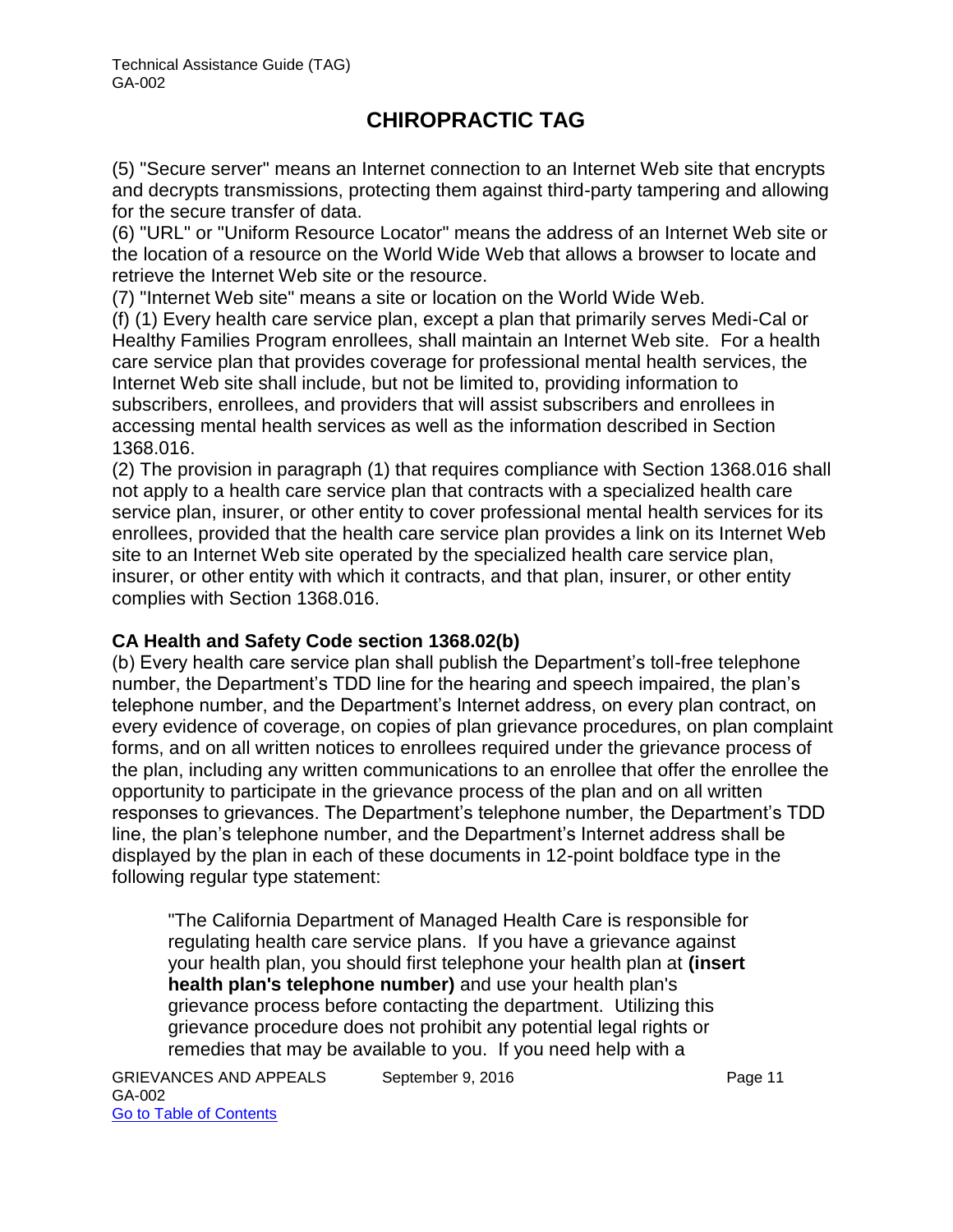(5) "Secure server" means an Internet connection to an Internet Web site that encrypts and decrypts transmissions, protecting them against third-party tampering and allowing for the secure transfer of data.

(6) "URL" or "Uniform Resource Locator" means the address of an Internet Web site or the location of a resource on the World Wide Web that allows a browser to locate and retrieve the Internet Web site or the resource.

(7) "Internet Web site" means a site or location on the World Wide Web.

(f) (1) Every health care service plan, except a plan that primarily serves Medi-Cal or Healthy Families Program enrollees, shall maintain an Internet Web site. For a health care service plan that provides coverage for professional mental health services, the Internet Web site shall include, but not be limited to, providing information to subscribers, enrollees, and providers that will assist subscribers and enrollees in accessing mental health services as well as the information described in Section 1368.016.

(2) The provision in paragraph (1) that requires compliance with Section 1368.016 shall not apply to a health care service plan that contracts with a specialized health care service plan, insurer, or other entity to cover professional mental health services for its enrollees, provided that the health care service plan provides a link on its Internet Web site to an Internet Web site operated by the specialized health care service plan, insurer, or other entity with which it contracts, and that plan, insurer, or other entity complies with Section 1368.016.

**CA Health and Safety Code section 1368.02(b)**

(b) Every health care service plan shall publish the Department's toll-free telephone number, the Department's TDD line for the hearing and speech impaired, the plan's telephone number, and the Department's Internet address, on every plan contract, on every evidence of coverage, on copies of plan grievance procedures, on plan complaint forms, and on all written notices to enrollees required under the grievance process of the plan, including any written communications to an enrollee that offer the enrollee the opportunity to participate in the grievance process of the plan and on all written responses to grievances. The Department's telephone number, the Department's TDD line, the plan's telephone number, and the Department's Internet address shall be displayed by the plan in each of these documents in 12-point boldface type in the following regular type statement:

> "The California Department of Managed Health Care is responsible for regulating health care service plans. If you have a grievance against your health plan, you should first telephone your health plan at **(insert health plan's telephone number)** and use your health plan's grievance process before contacting the department. Utilizing this grievance procedure does not prohibit any potential legal rights or remedies that may be available to you. If you need help with a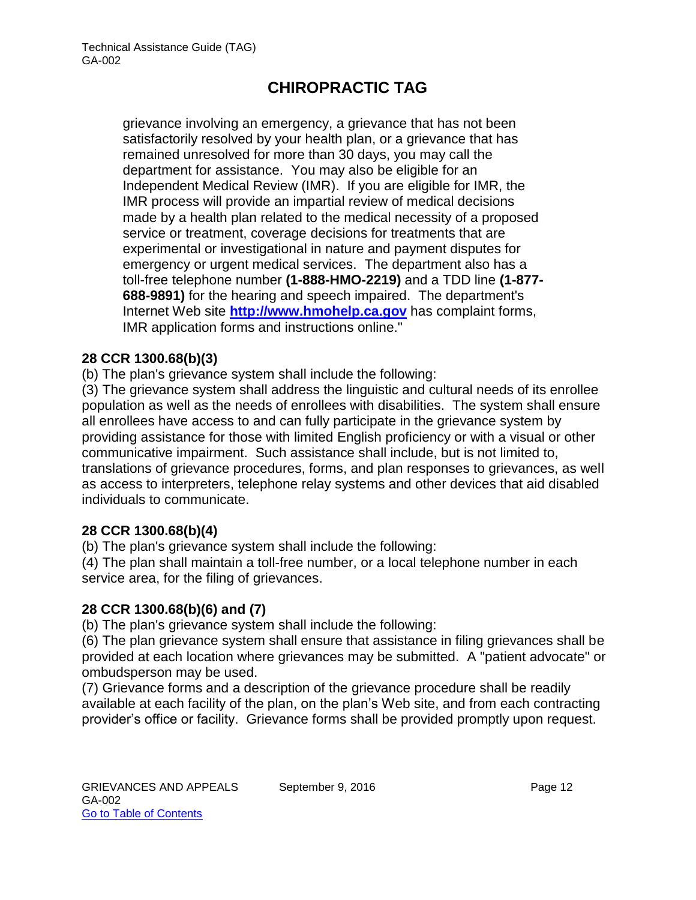grievance involving an emergency, a grievance that has not been satisfactorily resolved by your health plan, or a grievance that has remained unresolved for more than 30 days, you may call the department for assistance. You may also be eligible for an Independent Medical Review (IMR). If you are eligible for IMR, the IMR process will provide an impartial review of medical decisions made by a health plan related to the medical necessity of a proposed service or treatment, coverage decisions for treatments that are experimental or investigational in nature and payment disputes for emergency or urgent medical services. The department also has a toll-free telephone number **(1-888-HMO-2219)** and a TDD line **(1-877-688-9891)** for the hearing and speech impaired. The department's Internet Web site **[http://www.hmohelp.ca.gov](http://www.hmohelp.ca.gov)** has complaint forms, IMR application forms and instructions online."

**28 CCR 1300.68(b)(3)**

(b) The plan's grievance system shall include the following:

(3) The grievance system shall address the linguistic and cultural needs of its enrollee population as well as the needs of enrollees with disabilities. The system shall ensure all enrollees have access to and can fully participate in the grievance system by providing assistance for those with limited English proficiency or with a visual or other communicative impairment. Such assistance shall include, but is not limited to, translations of grievance procedures, forms, and plan responses to grievances, as well as access to interpreters, telephone relay systems and other devices that aid disabled individuals to communicate.

**28 CCR 1300.68(b)(4)**

(b) The plan's grievance system shall include the following:

(4) The plan shall maintain a toll-free number, or a local telephone number in each service area, for the filing of grievances.

**28 CCR 1300.68(b)(6) and (7)**

(b) The plan's grievance system shall include the following:

(6) The plan grievance system shall ensure that assistance in filing grievances shall be provided at each location where grievances may be submitted. A "patient advocate" or ombudsperson may be used.

(7) Grievance forms and a description of the grievance procedure shall be readily available at each facility of the plan, on the plan's Web site, and from each contracting provider's office or facility. Grievance forms shall be provided promptly upon request.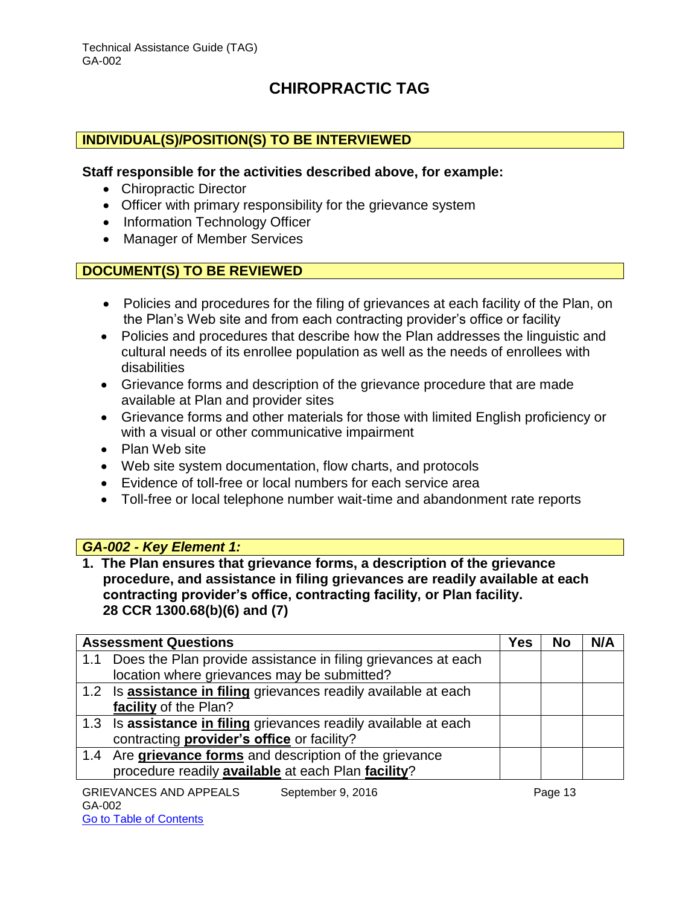# CHIROPRACTIC TAG

## INDIVIDUAL(S)/POSITION(S) TO BE INTERVIEWED

**Staff responsible for the activities described above, for example:**

- Chiropractic Director
- Officer with primary responsibility for the grievance system
- Information Technology Officer
- Manager of Member Services

## DOCUMENT(S) TO BE REVIEWED

- Policies and procedures for the filing of grievances at each facility of the Plan, on the Plan's Web site and from each contracting provider's office or facility
- Policies and procedures that describe how the Plan addresses the linguistic and cultural needs of its enrollee population as well as the needs of enrollees with disabilities
- Grievance forms and description of the grievance procedure that are made available at Plan and provider sites
- Grievance forms and other materials for those with limited English proficiency or with a visual or other communicative impairment
- Plan Web site
- Web site system documentation, flow charts, and protocols
- Evidence of toll-free or local numbers for each service area
- Toll-free or local telephone number wait-time and abandonment rate reports

## *GA-002 - Key Element 1:*

**1. The Plan ensures that grievance forms, a description of the grievance procedure, and assistance in filing grievances are readily available at each contracting provider's office, contracting facility, or Plan facility.**
**28 CCR 1300.68(b)(6) and (7)**

| Assessment Questions | Yes | No | N/A |
|---|---|---|---|
| 1.1 Does the Plan provide assistance in filing grievances at each location where grievances may be submitted? | | | |
| 1.2 Is **assistance in filing** grievances readily available at each **facility** of the Plan? | | | |
| 1.3 Is **assistance in filing** grievances readily available at each contracting **provider's office** or facility? | | | |
| 1.4 Are **grievance forms** and description of the grievance procedure readily **available** at each Plan **facility**? | | | |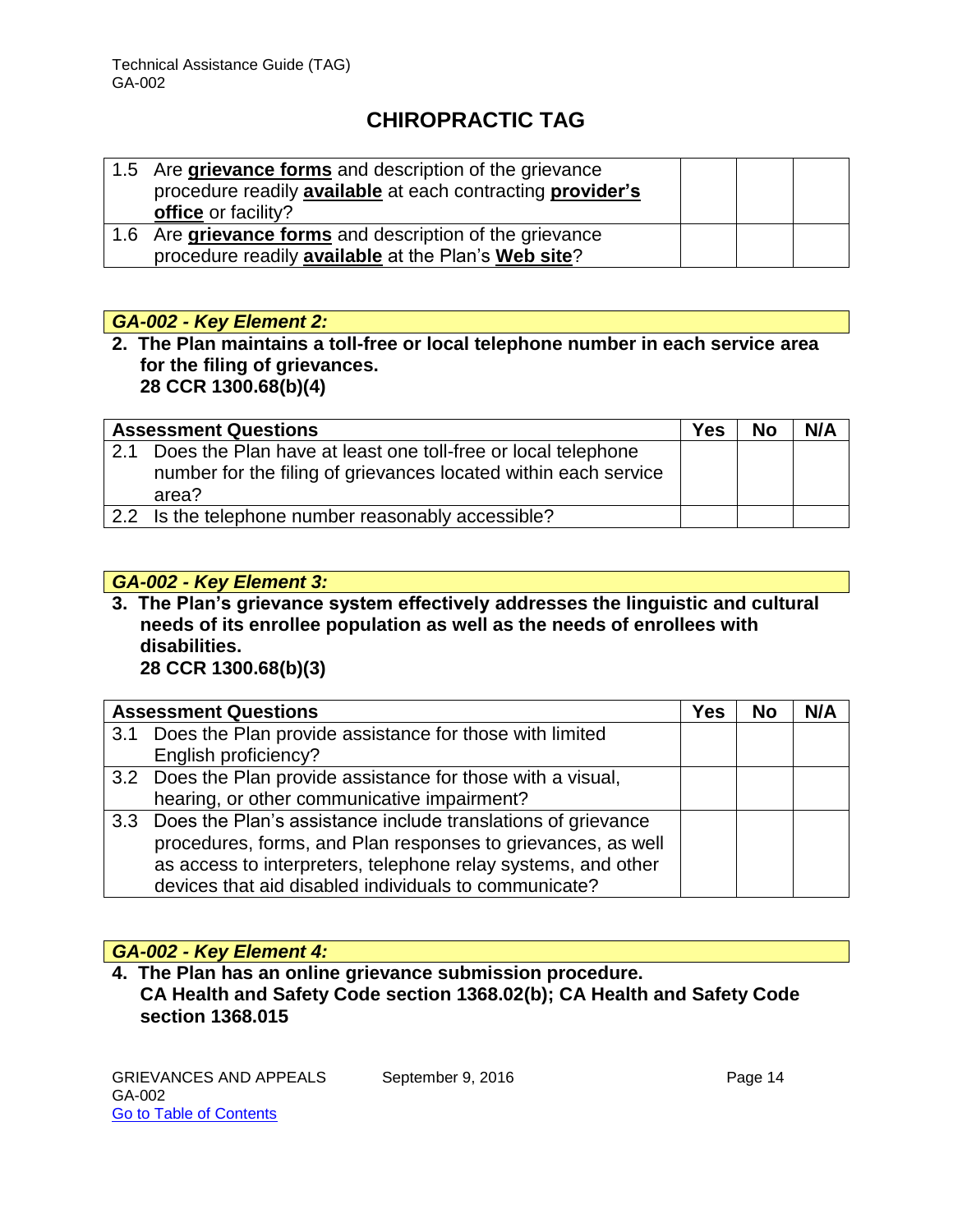# CHIROPRACTIC TAG

| | | | |
|---|---|---|---|
| 1.5 Are **grievance forms** and description of the grievance procedure readily **available** at each contracting **provider's office** or facility? | | | |
| 1.6 Are **grievance forms** and description of the grievance procedure readily **available** at the Plan's **Web site**? | | | |

***GA-002 - Key Element 2:***

**2. The Plan maintains a toll-free or local telephone number in each service area for the filing of grievances.**
**28 CCR 1300.68(b)(4)**

| Assessment Questions | Yes | No | N/A |
|---|---|---|---|
| 2.1 Does the Plan have at least one toll-free or local telephone number for the filing of grievances located within each service area? | | | |
| 2.2 Is the telephone number reasonably accessible? | | | |

***GA-002 - Key Element 3:***

**3. The Plan's grievance system effectively addresses the linguistic and cultural needs of its enrollee population as well as the needs of enrollees with disabilities.**
**28 CCR 1300.68(b)(3)**

| Assessment Questions | Yes | No | N/A |
|---|---|---|---|
| 3.1 Does the Plan provide assistance for those with limited English proficiency? | | | |
| 3.2 Does the Plan provide assistance for those with a visual, hearing, or other communicative impairment? | | | |
| 3.3 Does the Plan's assistance include translations of grievance procedures, forms, and Plan responses to grievances, as well as access to interpreters, telephone relay systems, and other devices that aid disabled individuals to communicate? | | | |

***GA-002 - Key Element 4:***

**4. The Plan has an online grievance submission procedure.**
**CA Health and Safety Code section 1368.02(b); CA Health and Safety Code section 1368.015**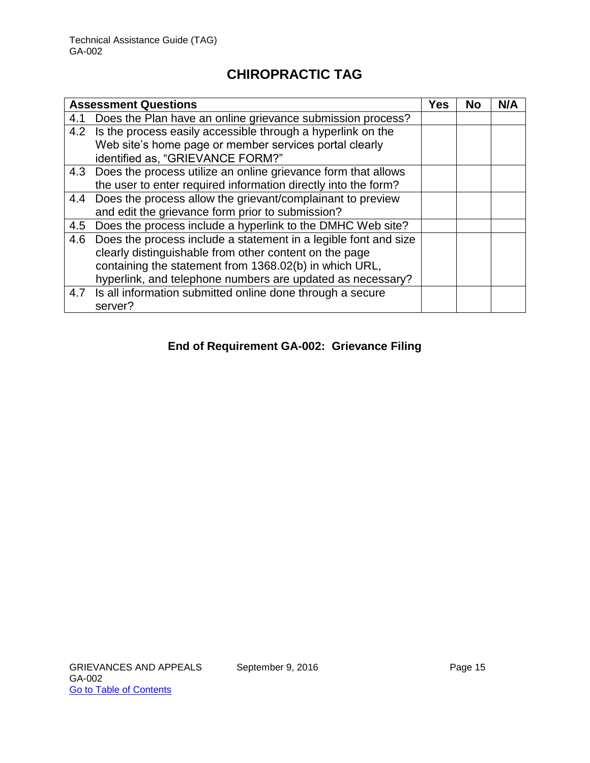# CHIROPRACTIC TAG

| Assessment Questions | Yes | No | N/A |
|---|---|---|---|
| 4.1 Does the Plan have an online grievance submission process? | | | |
| 4.2 Is the process easily accessible through a hyperlink on the Web site's home page or member services portal clearly identified as, "GRIEVANCE FORM?" | | | |
| 4.3 Does the process utilize an online grievance form that allows the user to enter required information directly into the form? | | | |
| 4.4 Does the process allow the grievant/complainant to preview and edit the grievance form prior to submission? | | | |
| 4.5 Does the process include a hyperlink to the DMHC Web site? | | | |
| 4.6 Does the process include a statement in a legible font and size clearly distinguishable from other content on the page containing the statement from 1368.02(b) in which URL, hyperlink, and telephone numbers are updated as necessary? | | | |
| 4.7 Is all information submitted online done through a secure server? | | | |

**End of Requirement GA-002: Grievance Filing**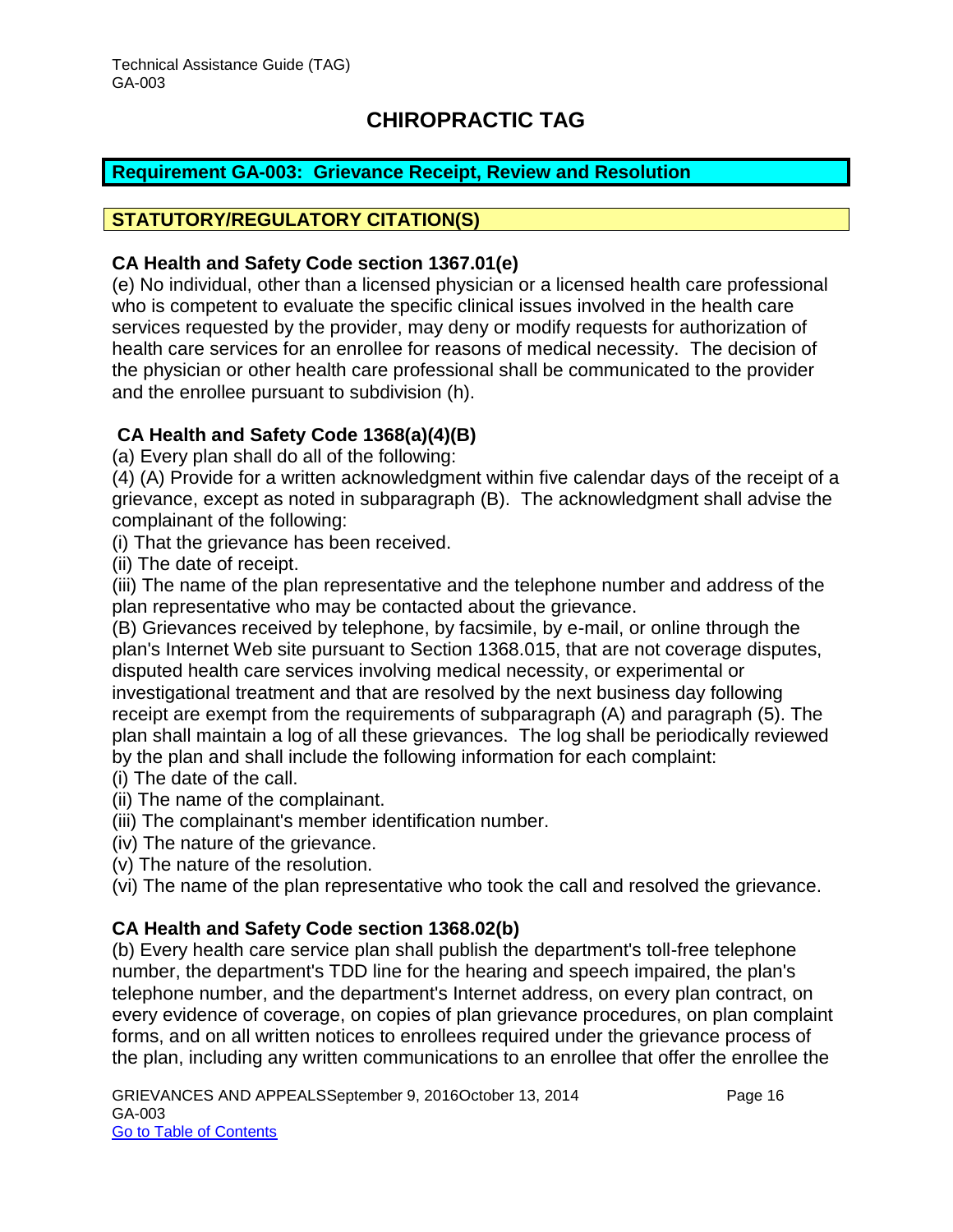# CHIROPRACTIC TAG

## Requirement GA-003: Grievance Receipt, Review and Resolution

### STATUTORY/REGULATORY CITATION(S)

**CA Health and Safety Code section 1367.01(e)**

(e) No individual, other than a licensed physician or a licensed health care professional who is competent to evaluate the specific clinical issues involved in the health care services requested by the provider, may deny or modify requests for authorization of health care services for an enrollee for reasons of medical necessity. The decision of the physician or other health care professional shall be communicated to the provider and the enrollee pursuant to subdivision (h).

**CA Health and Safety Code 1368(a)(4)(B)**

(a) Every plan shall do all of the following:

(4) (A) Provide for a written acknowledgment within five calendar days of the receipt of a grievance, except as noted in subparagraph (B). The acknowledgment shall advise the complainant of the following:

(i) That the grievance has been received.

(ii) The date of receipt.

(iii) The name of the plan representative and the telephone number and address of the plan representative who may be contacted about the grievance.

(B) Grievances received by telephone, by facsimile, by e-mail, or online through the plan's Internet Web site pursuant to Section 1368.015, that are not coverage disputes, disputed health care services involving medical necessity, or experimental or investigational treatment and that are resolved by the next business day following receipt are exempt from the requirements of subparagraph (A) and paragraph (5). The plan shall maintain a log of all these grievances. The log shall be periodically reviewed by the plan and shall include the following information for each complaint:

(i) The date of the call.

(ii) The name of the complainant.

(iii) The complainant's member identification number.

(iv) The nature of the grievance.

(v) The nature of the resolution.

(vi) The name of the plan representative who took the call and resolved the grievance.

**CA Health and Safety Code section 1368.02(b)**

(b) Every health care service plan shall publish the department's toll-free telephone number, the department's TDD line for the hearing and speech impaired, the plan's telephone number, and the department's Internet address, on every plan contract, on every evidence of coverage, on copies of plan grievance procedures, on plan complaint forms, and on all written notices to enrollees required under the grievance process of the plan, including any written communications to an enrollee that offer the enrollee the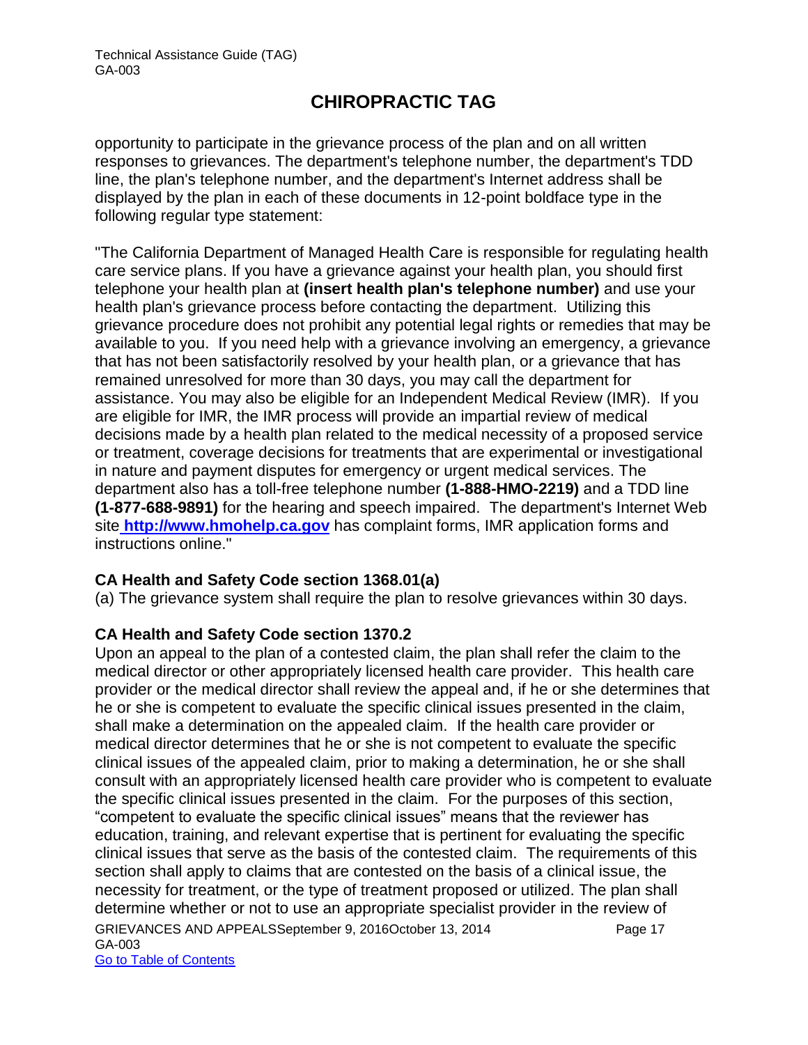opportunity to participate in the grievance process of the plan and on all written responses to grievances. The department's telephone number, the department's TDD line, the plan's telephone number, and the department's Internet address shall be displayed by the plan in each of these documents in 12-point boldface type in the following regular type statement:

"The California Department of Managed Health Care is responsible for regulating health care service plans. If you have a grievance against your health plan, you should first telephone your health plan at **(insert health plan's telephone number)** and use your health plan's grievance process before contacting the department. Utilizing this grievance procedure does not prohibit any potential legal rights or remedies that may be available to you. If you need help with a grievance involving an emergency, a grievance that has not been satisfactorily resolved by your health plan, or a grievance that has remained unresolved for more than 30 days, you may call the department for assistance. You may also be eligible for an Independent Medical Review (IMR). If you are eligible for IMR, the IMR process will provide an impartial review of medical decisions made by a health plan related to the medical necessity of a proposed service or treatment, coverage decisions for treatments that are experimental or investigational in nature and payment disputes for emergency or urgent medical services. The department also has a toll-free telephone number **(1-888-HMO-2219)** and a TDD line **(1-877-688-9891)** for the hearing and speech impaired. The department's Internet Web site **http://www.hmohelp.ca.gov** has complaint forms, IMR application forms and instructions online."

**CA Health and Safety Code section 1368.01(a)**

(a) The grievance system shall require the plan to resolve grievances within 30 days.

**CA Health and Safety Code section 1370.2**

Upon an appeal to the plan of a contested claim, the plan shall refer the claim to the medical director or other appropriately licensed health care provider. This health care provider or the medical director shall review the appeal and, if he or she determines that he or she is competent to evaluate the specific clinical issues presented in the claim, shall make a determination on the appealed claim. If the health care provider or medical director determines that he or she is not competent to evaluate the specific clinical issues of the appealed claim, prior to making a determination, he or she shall consult with an appropriately licensed health care provider who is competent to evaluate the specific clinical issues presented in the claim. For the purposes of this section, "competent to evaluate the specific clinical issues" means that the reviewer has education, training, and relevant expertise that is pertinent for evaluating the specific clinical issues that serve as the basis of the contested claim. The requirements of this section shall apply to claims that are contested on the basis of a clinical issue, the necessity for treatment, or the type of treatment proposed or utilized. The plan shall determine whether or not to use an appropriate specialist provider in the review of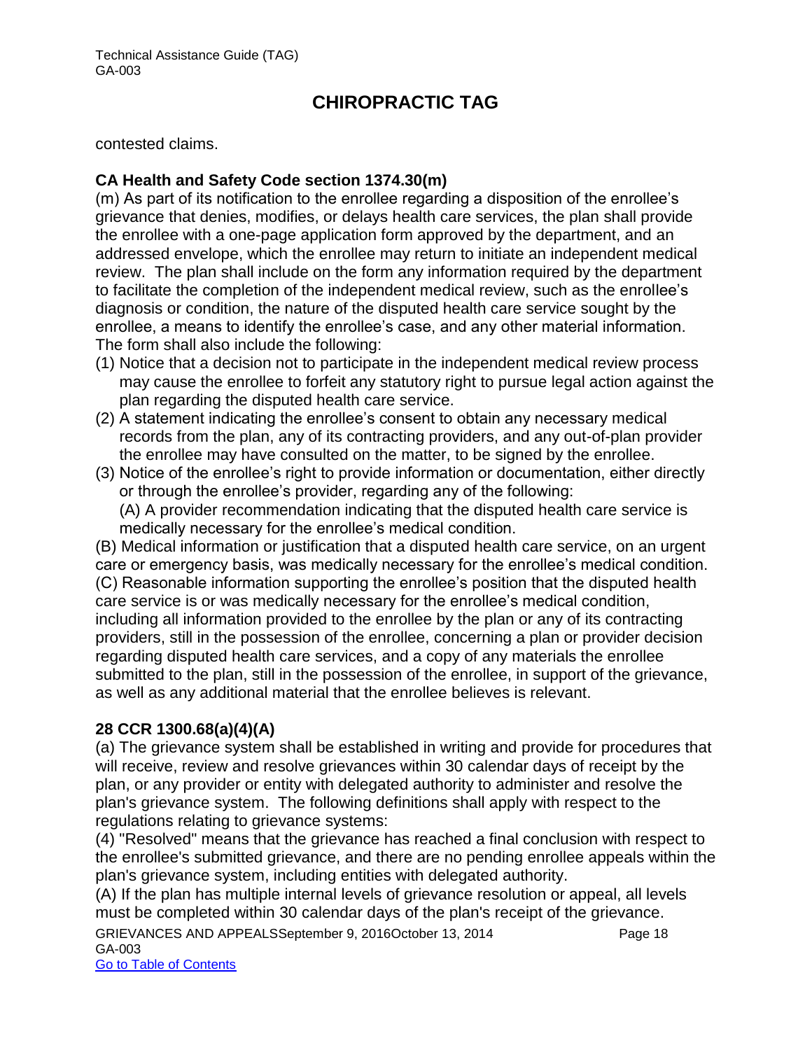contested claims.

**CA Health and Safety Code section 1374.30(m)**

(m) As part of its notification to the enrollee regarding a disposition of the enrollee's grievance that denies, modifies, or delays health care services, the plan shall provide the enrollee with a one-page application form approved by the department, and an addressed envelope, which the enrollee may return to initiate an independent medical review. The plan shall include on the form any information required by the department to facilitate the completion of the independent medical review, such as the enrollee's diagnosis or condition, the nature of the disputed health care service sought by the enrollee, a means to identify the enrollee's case, and any other material information. The form shall also include the following:

(1) Notice that a decision not to participate in the independent medical review process may cause the enrollee to forfeit any statutory right to pursue legal action against the plan regarding the disputed health care service.
(2) A statement indicating the enrollee's consent to obtain any necessary medical records from the plan, any of its contracting providers, and any out-of-plan provider the enrollee may have consulted on the matter, to be signed by the enrollee.
(3) Notice of the enrollee's right to provide information or documentation, either directly or through the enrollee's provider, regarding any of the following:
(A) A provider recommendation indicating that the disputed health care service is medically necessary for the enrollee's medical condition.

(B) Medical information or justification that a disputed health care service, on an urgent care or emergency basis, was medically necessary for the enrollee's medical condition.
(C) Reasonable information supporting the enrollee's position that the disputed health care service is or was medically necessary for the enrollee's medical condition, including all information provided to the enrollee by the plan or any of its contracting providers, still in the possession of the enrollee, concerning a plan or provider decision regarding disputed health care services, and a copy of any materials the enrollee submitted to the plan, still in the possession of the enrollee, in support of the grievance, as well as any additional material that the enrollee believes is relevant.

**28 CCR 1300.68(a)(4)(A)**

(a) The grievance system shall be established in writing and provide for procedures that will receive, review and resolve grievances within 30 calendar days of receipt by the plan, or any provider or entity with delegated authority to administer and resolve the plan's grievance system. The following definitions shall apply with respect to the regulations relating to grievance systems:
(4) "Resolved" means that the grievance has reached a final conclusion with respect to the enrollee's submitted grievance, and there are no pending enrollee appeals within the plan's grievance system, including entities with delegated authority.
(A) If the plan has multiple internal levels of grievance resolution or appeal, all levels must be completed within 30 calendar days of the plan's receipt of the grievance.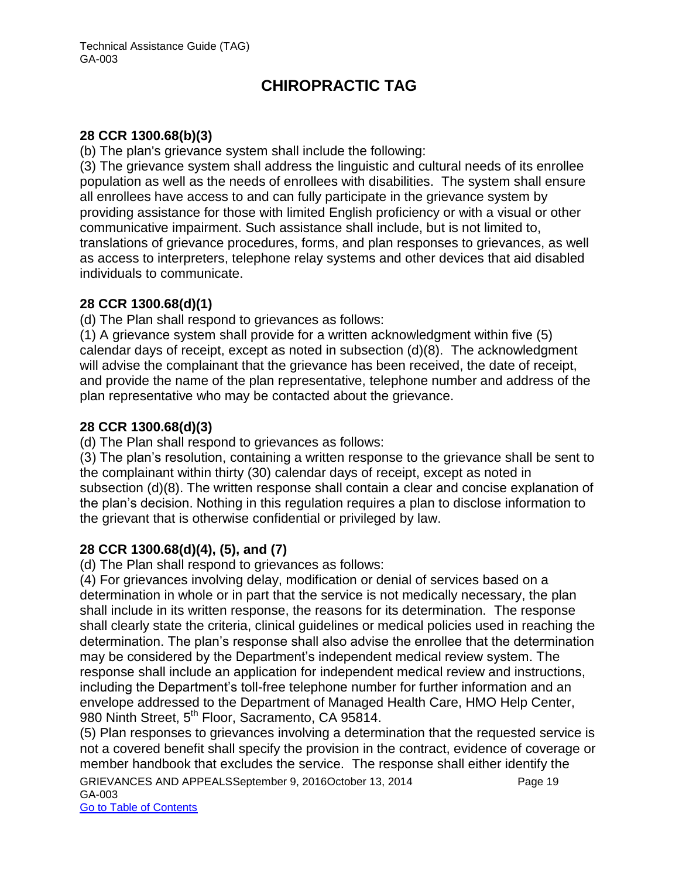# CHIROPRACTIC TAG

**28 CCR 1300.68(b)(3)**

(b) The plan's grievance system shall include the following:

(3) The grievance system shall address the linguistic and cultural needs of its enrollee population as well as the needs of enrollees with disabilities. The system shall ensure all enrollees have access to and can fully participate in the grievance system by providing assistance for those with limited English proficiency or with a visual or other communicative impairment. Such assistance shall include, but is not limited to, translations of grievance procedures, forms, and plan responses to grievances, as well as access to interpreters, telephone relay systems and other devices that aid disabled individuals to communicate.

**28 CCR 1300.68(d)(1)**

(d) The Plan shall respond to grievances as follows:

(1) A grievance system shall provide for a written acknowledgment within five (5) calendar days of receipt, except as noted in subsection (d)(8). The acknowledgment will advise the complainant that the grievance has been received, the date of receipt, and provide the name of the plan representative, telephone number and address of the plan representative who may be contacted about the grievance.

**28 CCR 1300.68(d)(3)**

(d) The Plan shall respond to grievances as follows:

(3) The plan's resolution, containing a written response to the grievance shall be sent to the complainant within thirty (30) calendar days of receipt, except as noted in subsection (d)(8). The written response shall contain a clear and concise explanation of the plan's decision. Nothing in this regulation requires a plan to disclose information to the grievant that is otherwise confidential or privileged by law.

**28 CCR 1300.68(d)(4), (5), and (7)**

(d) The Plan shall respond to grievances as follows:

(4) For grievances involving delay, modification or denial of services based on a determination in whole or in part that the service is not medically necessary, the plan shall include in its written response, the reasons for its determination. The response shall clearly state the criteria, clinical guidelines or medical policies used in reaching the determination. The plan's response shall also advise the enrollee that the determination may be considered by the Department's independent medical review system. The response shall include an application for independent medical review and instructions, including the Department's toll-free telephone number for further information and an envelope addressed to the Department of Managed Health Care, HMO Help Center, 980 Ninth Street, 5th Floor, Sacramento, CA 95814.

(5) Plan responses to grievances involving a determination that the requested service is not a covered benefit shall specify the provision in the contract, evidence of coverage or member handbook that excludes the service. The response shall either identify the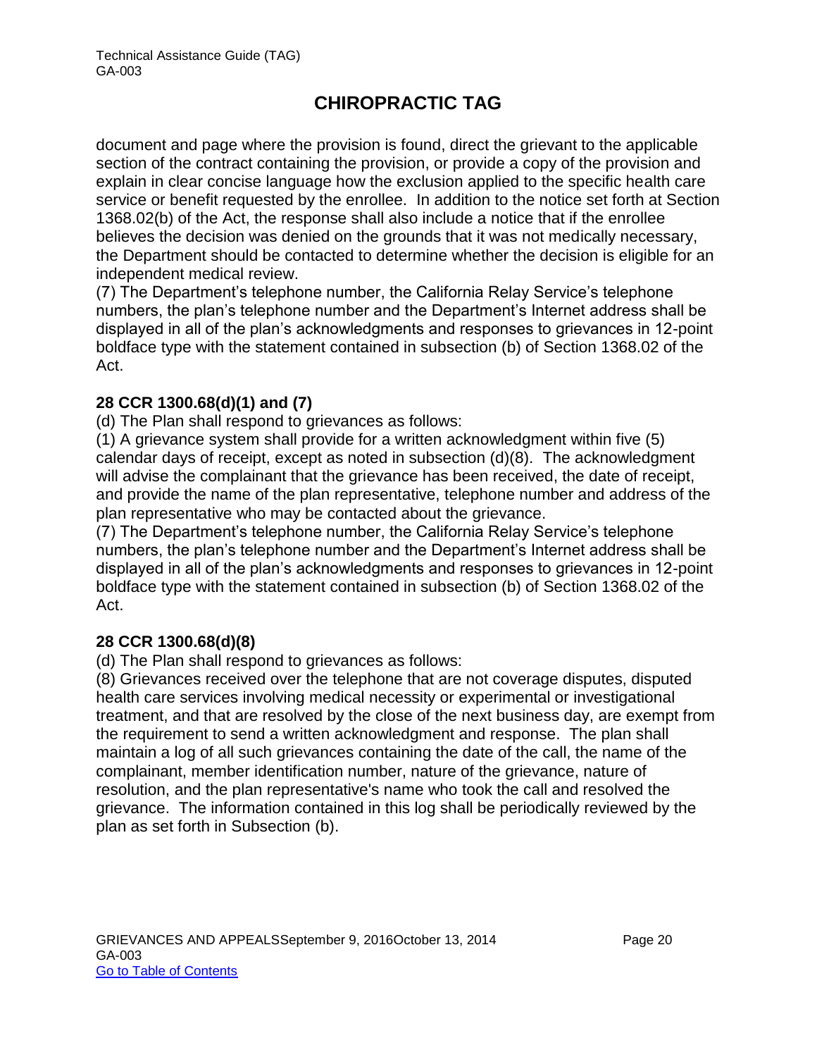document and page where the provision is found, direct the grievant to the applicable section of the contract containing the provision, or provide a copy of the provision and explain in clear concise language how the exclusion applied to the specific health care service or benefit requested by the enrollee. In addition to the notice set forth at Section 1368.02(b) of the Act, the response shall also include a notice that if the enrollee believes the decision was denied on the grounds that it was not medically necessary, the Department should be contacted to determine whether the decision is eligible for an independent medical review.

(7) The Department's telephone number, the California Relay Service's telephone numbers, the plan's telephone number and the Department's Internet address shall be displayed in all of the plan's acknowledgments and responses to grievances in 12-point boldface type with the statement contained in subsection (b) of Section 1368.02 of the Act.

**28 CCR 1300.68(d)(1) and (7)**

(d) The Plan shall respond to grievances as follows:

(1) A grievance system shall provide for a written acknowledgment within five (5) calendar days of receipt, except as noted in subsection (d)(8). The acknowledgment will advise the complainant that the grievance has been received, the date of receipt, and provide the name of the plan representative, telephone number and address of the plan representative who may be contacted about the grievance.

(7) The Department's telephone number, the California Relay Service's telephone numbers, the plan's telephone number and the Department's Internet address shall be displayed in all of the plan's acknowledgments and responses to grievances in 12-point boldface type with the statement contained in subsection (b) of Section 1368.02 of the Act.

**28 CCR 1300.68(d)(8)**

(d) The Plan shall respond to grievances as follows:

(8) Grievances received over the telephone that are not coverage disputes, disputed health care services involving medical necessity or experimental or investigational treatment, and that are resolved by the close of the next business day, are exempt from the requirement to send a written acknowledgment and response. The plan shall maintain a log of all such grievances containing the date of the call, the name of the complainant, member identification number, nature of the grievance, nature of resolution, and the plan representative's name who took the call and resolved the grievance. The information contained in this log shall be periodically reviewed by the plan as set forth in Subsection (b).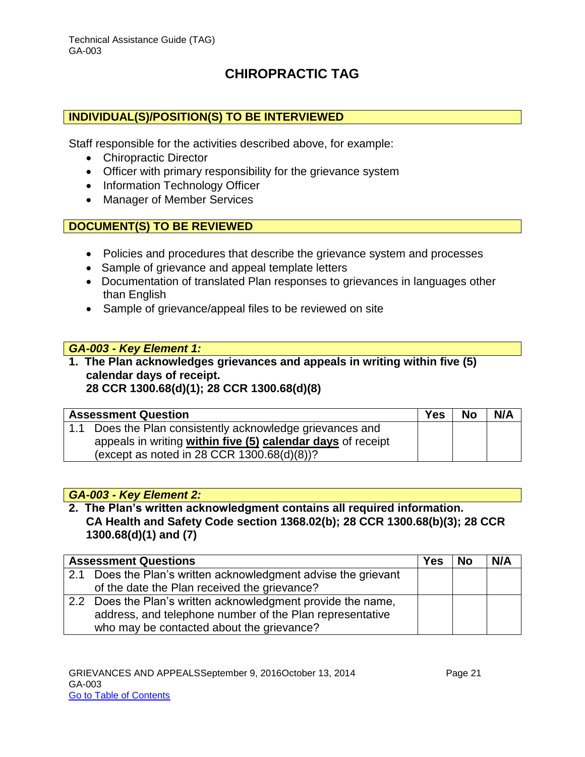# CHIROPRACTIC TAG

## INDIVIDUAL(S)/POSITION(S) TO BE INTERVIEWED

Staff responsible for the activities described above, for example:

- Chiropractic Director
- Officer with primary responsibility for the grievance system
- Information Technology Officer
- Manager of Member Services

## DOCUMENT(S) TO BE REVIEWED

- Policies and procedures that describe the grievance system and processes
- Sample of grievance and appeal template letters
- Documentation of translated Plan responses to grievances in languages other than English
- Sample of grievance/appeal files to be reviewed on site

### *GA-003 - Key Element 1:*

**1. The Plan acknowledges grievances and appeals in writing within five (5) calendar days of receipt.**
**28 CCR 1300.68(d)(1); 28 CCR 1300.68(d)(8)**

| Assessment Question | Yes | No | N/A |
|---|---|---|---|
| 1.1 Does the Plan consistently acknowledge grievances and appeals in writing **within five (5) calendar days** of receipt (except as noted in 28 CCR 1300.68(d)(8))? | | | |

### *GA-003 - Key Element 2:*

**2. The Plan's written acknowledgment contains all required information.**
**CA Health and Safety Code section 1368.02(b); 28 CCR 1300.68(b)(3); 28 CCR 1300.68(d)(1) and (7)**

| Assessment Questions | Yes | No | N/A |
|---|---|---|---|
| 2.1 Does the Plan's written acknowledgment advise the grievant of the date the Plan received the grievance? | | | |
| 2.2 Does the Plan's written acknowledgment provide the name, address, and telephone number of the Plan representative who may be contacted about the grievance? | | | |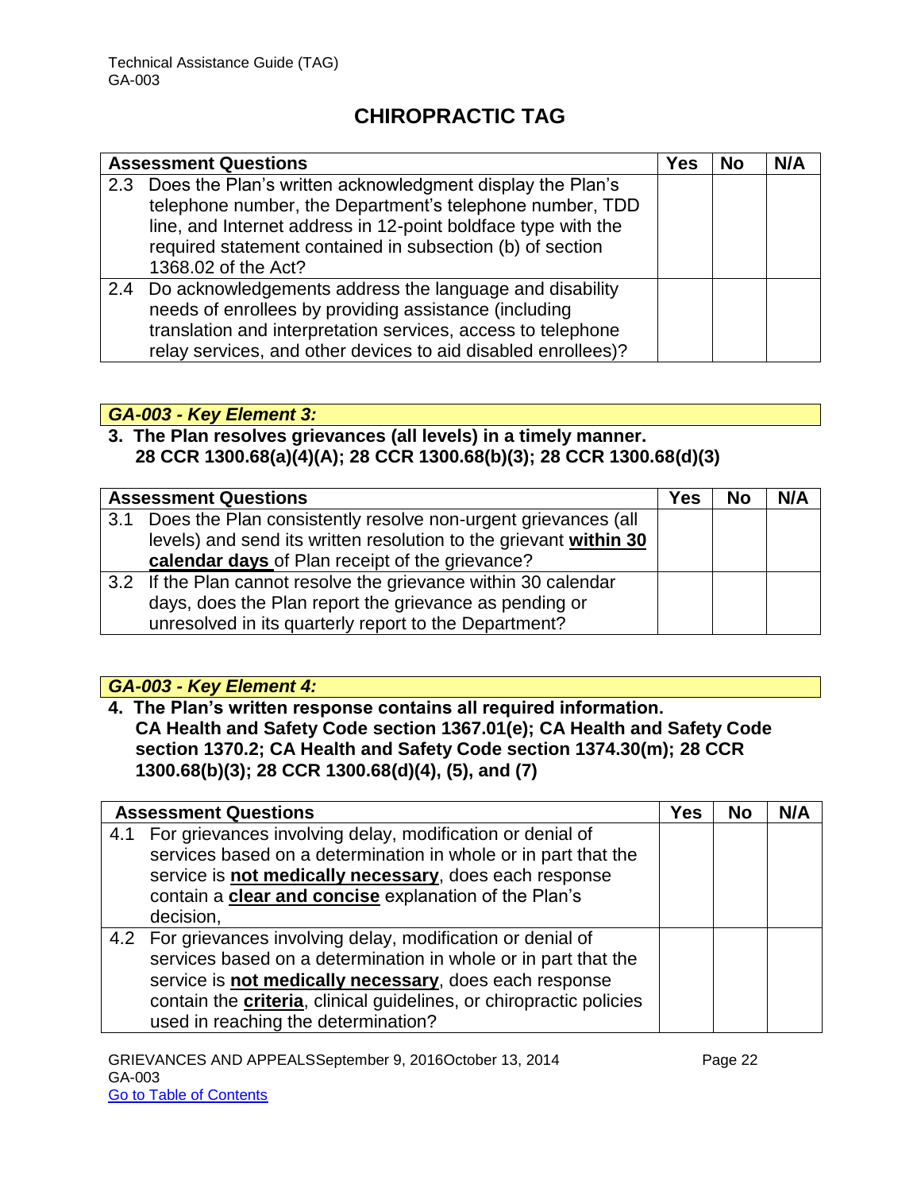# CHIROPRACTIC TAG

| Assessment Questions | Yes | No | N/A |
|---|---|---|---|
| 2.3 Does the Plan's written acknowledgment display the Plan's telephone number, the Department's telephone number, TDD line, and Internet address in 12-point boldface type with the required statement contained in subsection (b) of section 1368.02 of the Act? | | | |
| 2.4 Do acknowledgements address the language and disability needs of enrollees by providing assistance (including translation and interpretation services, access to telephone relay services, and other devices to aid disabled enrollees)? | | | |

***GA-003 - Key Element 3:***

**3. The Plan resolves grievances (all levels) in a timely manner.**
**28 CCR 1300.68(a)(4)(A); 28 CCR 1300.68(b)(3); 28 CCR 1300.68(d)(3)**

| Assessment Questions | Yes | No | N/A |
|---|---|---|---|
| 3.1 Does the Plan consistently resolve non-urgent grievances (all levels) and send its written resolution to the grievant **within 30 calendar days** of Plan receipt of the grievance? | | | |
| 3.2 If the Plan cannot resolve the grievance within 30 calendar days, does the Plan report the grievance as pending or unresolved in its quarterly report to the Department? | | | |

***GA-003 - Key Element 4:***

**4. The Plan's written response contains all required information.**
**CA Health and Safety Code section 1367.01(e); CA Health and Safety Code section 1370.2; CA Health and Safety Code section 1374.30(m); 28 CCR 1300.68(b)(3); 28 CCR 1300.68(d)(4), (5), and (7)**

| Assessment Questions | Yes | No | N/A |
|---|---|---|---|
| 4.1 For grievances involving delay, modification or denial of services based on a determination in whole or in part that the service is **not medically necessary**, does each response contain a **clear and concise** explanation of the Plan's decision, | | | |
| 4.2 For grievances involving delay, modification or denial of services based on a determination in whole or in part that the service is **not medically necessary**, does each response contain the **criteria**, clinical guidelines, or chiropractic policies used in reaching the determination? | | | |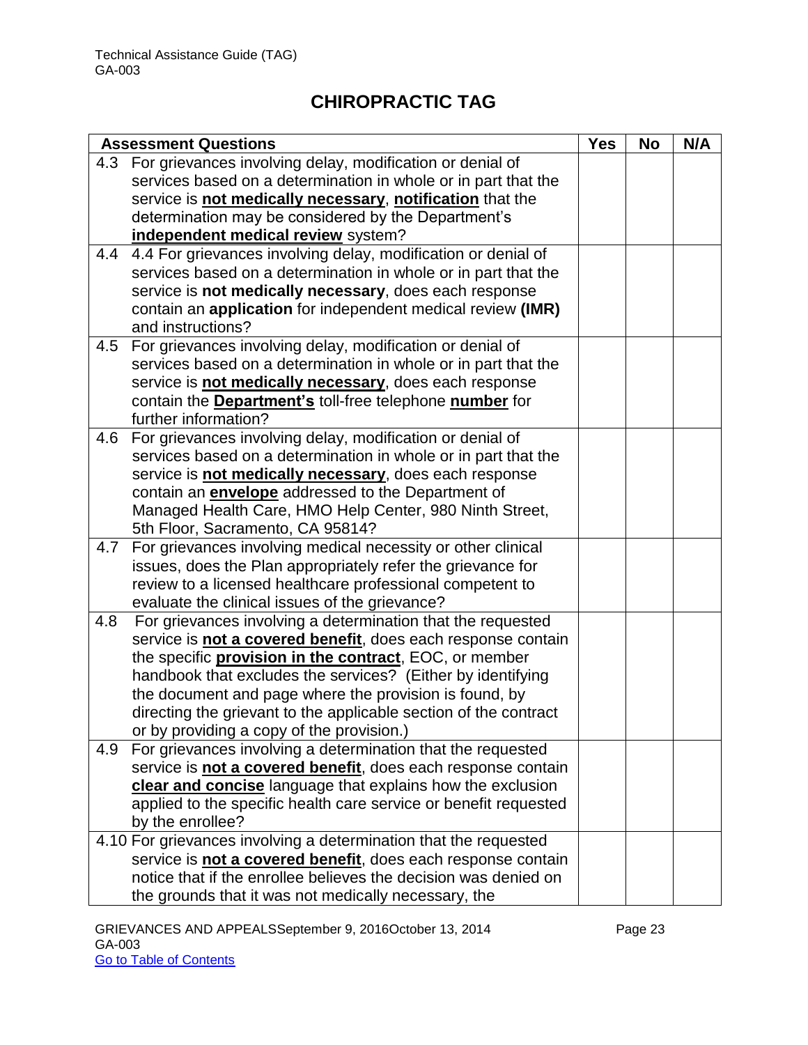# CHIROPRACTIC TAG

| Assessment Questions | Yes | No | N/A |
|---|---|---|---|
| 4.3 For grievances involving delay, modification or denial of services based on a determination in whole or in part that the service is **not medically necessary**, **notification** that the determination may be considered by the Department's **independent medical review** system? | | | |
| 4.4 4.4 For grievances involving delay, modification or denial of services based on a determination in whole or in part that the service is **not medically necessary**, does each response contain an **application** for independent medical review **(IMR)** and instructions? | | | |
| 4.5 For grievances involving delay, modification or denial of services based on a determination in whole or in part that the service is **not medically necessary**, does each response contain the **Department's** toll-free telephone **number** for further information? | | | |
| 4.6 For grievances involving delay, modification or denial of services based on a determination in whole or in part that the service is **not medically necessary**, does each response contain an **envelope** addressed to the Department of Managed Health Care, HMO Help Center, 980 Ninth Street, 5th Floor, Sacramento, CA 95814? | | | |
| 4.7 For grievances involving medical necessity or other clinical issues, does the Plan appropriately refer the grievance for review to a licensed healthcare professional competent to evaluate the clinical issues of the grievance? | | | |
| 4.8 For grievances involving a determination that the requested service is **not a covered benefit**, does each response contain the specific **provision in the contract**, EOC, or member handbook that excludes the services? (Either by identifying the document and page where the provision is found, by directing the grievant to the applicable section of the contract or by providing a copy of the provision.) | | | |
| 4.9 For grievances involving a determination that the requested service is **not a covered benefit**, does each response contain **clear and concise** language that explains how the exclusion applied to the specific health care service or benefit requested by the enrollee? | | | |
| 4.10 For grievances involving a determination that the requested service is **not a covered benefit**, does each response contain notice that if the enrollee believes the decision was denied on the grounds that it was not medically necessary, the | | | |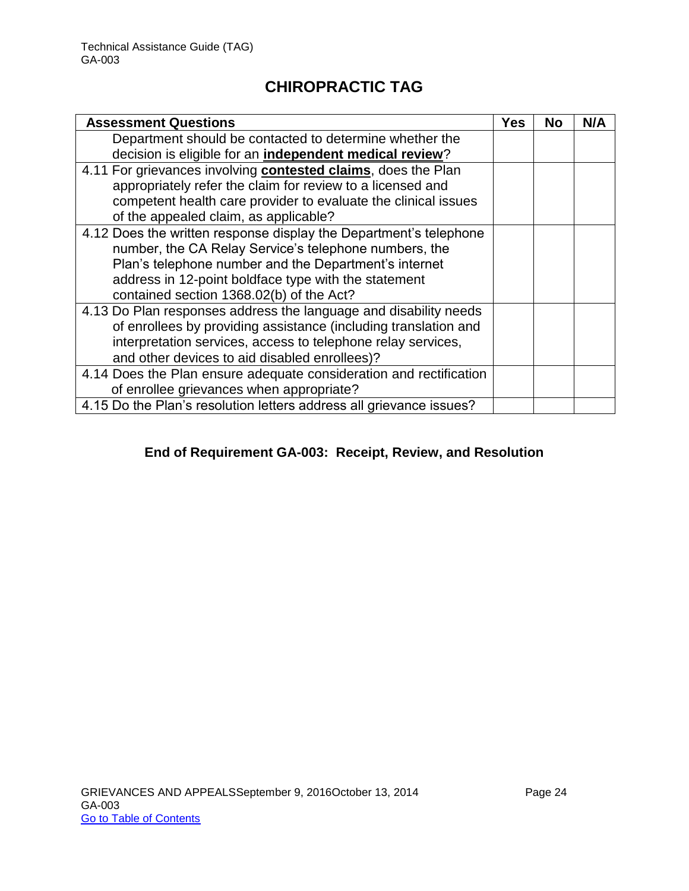# CHIROPRACTIC TAG

| Assessment Questions | Yes | No | N/A |
| --- | --- | --- | --- |
| Department should be contacted to determine whether the decision is eligible for an **independent medical review**? | | | |
| 4.11 For grievances involving **contested claims**, does the Plan appropriately refer the claim for review to a licensed and competent health care provider to evaluate the clinical issues of the appealed claim, as applicable? | | | |
| 4.12 Does the written response display the Department's telephone number, the CA Relay Service's telephone numbers, the Plan's telephone number and the Department's internet address in 12-point boldface type with the statement contained section 1368.02(b) of the Act? | | | |
| 4.13 Do Plan responses address the language and disability needs of enrollees by providing assistance (including translation and interpretation services, access to telephone relay services, and other devices to aid disabled enrollees)? | | | |
| 4.14 Does the Plan ensure adequate consideration and rectification of enrollee grievances when appropriate? | | | |
| 4.15 Do the Plan's resolution letters address all grievance issues? | | | |

**End of Requirement GA-003: Receipt, Review, and Resolution**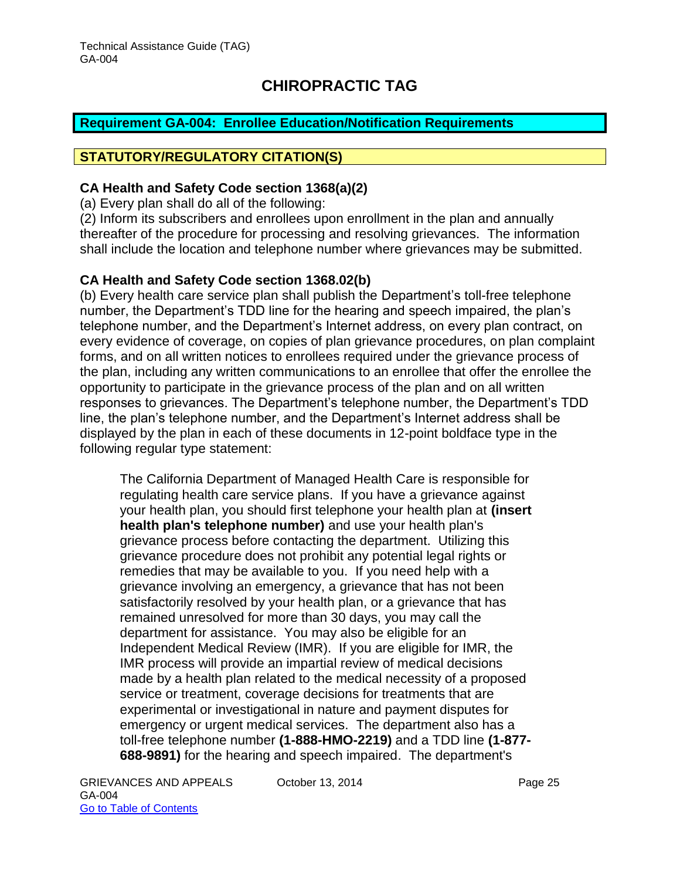# CHIROPRACTIC TAG

## Requirement GA-004: Enrollee Education/Notification Requirements

### STATUTORY/REGULATORY CITATION(S)

**CA Health and Safety Code section 1368(a)(2)**

(a) Every plan shall do all of the following:

(2) Inform its subscribers and enrollees upon enrollment in the plan and annually thereafter of the procedure for processing and resolving grievances. The information shall include the location and telephone number where grievances may be submitted.

**CA Health and Safety Code section 1368.02(b)**

(b) Every health care service plan shall publish the Department's toll-free telephone number, the Department's TDD line for the hearing and speech impaired, the plan's telephone number, and the Department's Internet address, on every plan contract, on every evidence of coverage, on copies of plan grievance procedures, on plan complaint forms, and on all written notices to enrollees required under the grievance process of the plan, including any written communications to an enrollee that offer the enrollee the opportunity to participate in the grievance process of the plan and on all written responses to grievances. The Department's telephone number, the Department's TDD line, the plan's telephone number, and the Department's Internet address shall be displayed by the plan in each of these documents in 12-point boldface type in the following regular type statement:

> The California Department of Managed Health Care is responsible for regulating health care service plans. If you have a grievance against your health plan, you should first telephone your health plan at **(insert health plan's telephone number)** and use your health plan's grievance process before contacting the department. Utilizing this grievance procedure does not prohibit any potential legal rights or remedies that may be available to you. If you need help with a grievance involving an emergency, a grievance that has not been satisfactorily resolved by your health plan, or a grievance that has remained unresolved for more than 30 days, you may call the department for assistance. You may also be eligible for an Independent Medical Review (IMR). If you are eligible for IMR, the IMR process will provide an impartial review of medical decisions made by a health plan related to the medical necessity of a proposed service or treatment, coverage decisions for treatments that are experimental or investigational in nature and payment disputes for emergency or urgent medical services. The department also has a toll-free telephone number **(1-888-HMO-2219)** and a TDD line **(1-877-688-9891)** for the hearing and speech impaired. The department's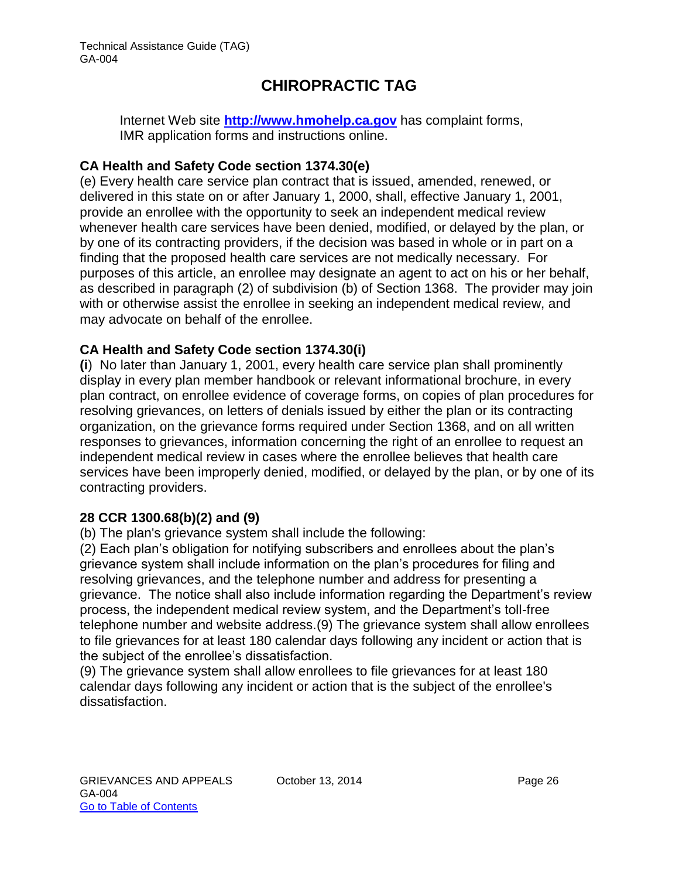Internet Web site **http://www.hmohelp.ca.gov** has complaint forms, IMR application forms and instructions online.

**CA Health and Safety Code section 1374.30(e)**

(e) Every health care service plan contract that is issued, amended, renewed, or delivered in this state on or after January 1, 2000, shall, effective January 1, 2001, provide an enrollee with the opportunity to seek an independent medical review whenever health care services have been denied, modified, or delayed by the plan, or by one of its contracting providers, if the decision was based in whole or in part on a finding that the proposed health care services are not medically necessary. For purposes of this article, an enrollee may designate an agent to act on his or her behalf, as described in paragraph (2) of subdivision (b) of Section 1368. The provider may join with or otherwise assist the enrollee in seeking an independent medical review, and may advocate on behalf of the enrollee.

**CA Health and Safety Code section 1374.30(i)**

**(i**) No later than January 1, 2001, every health care service plan shall prominently display in every plan member handbook or relevant informational brochure, in every plan contract, on enrollee evidence of coverage forms, on copies of plan procedures for resolving grievances, on letters of denials issued by either the plan or its contracting organization, on the grievance forms required under Section 1368, and on all written responses to grievances, information concerning the right of an enrollee to request an independent medical review in cases where the enrollee believes that health care services have been improperly denied, modified, or delayed by the plan, or by one of its contracting providers.

**28 CCR 1300.68(b)(2) and (9)**

(b) The plan's grievance system shall include the following:

(2) Each plan's obligation for notifying subscribers and enrollees about the plan's grievance system shall include information on the plan's procedures for filing and resolving grievances, and the telephone number and address for presenting a grievance. The notice shall also include information regarding the Department's review process, the independent medical review system, and the Department's toll-free telephone number and website address.(9) The grievance system shall allow enrollees to file grievances for at least 180 calendar days following any incident or action that is the subject of the enrollee's dissatisfaction.

(9) The grievance system shall allow enrollees to file grievances for at least 180 calendar days following any incident or action that is the subject of the enrollee's dissatisfaction.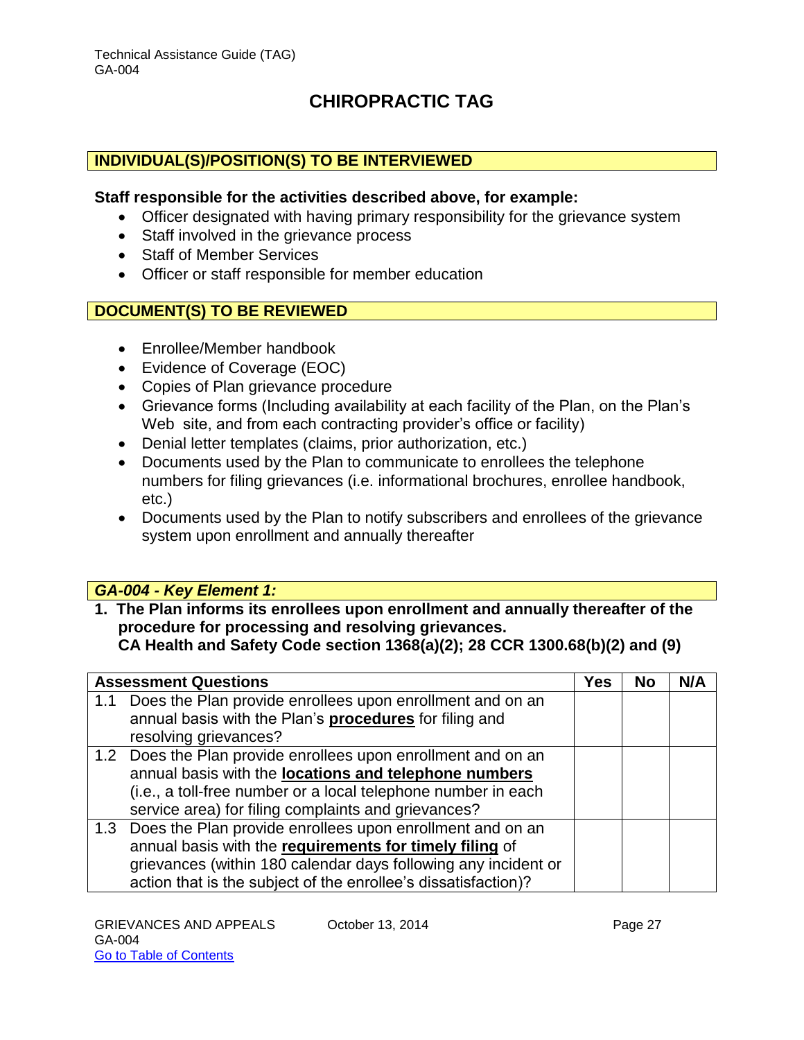# CHIROPRACTIC TAG

## INDIVIDUAL(S)/POSITION(S) TO BE INTERVIEWED

**Staff responsible for the activities described above, for example:**

- Officer designated with having primary responsibility for the grievance system
- Staff involved in the grievance process
- Staff of Member Services
- Officer or staff responsible for member education

## DOCUMENT(S) TO BE REVIEWED

- Enrollee/Member handbook
- Evidence of Coverage (EOC)
- Copies of Plan grievance procedure
- Grievance forms (Including availability at each facility of the Plan, on the Plan's Web site, and from each contracting provider's office or facility)
- Denial letter templates (claims, prior authorization, etc.)
- Documents used by the Plan to communicate to enrollees the telephone numbers for filing grievances (i.e. informational brochures, enrollee handbook, etc.)
- Documents used by the Plan to notify subscribers and enrollees of the grievance system upon enrollment and annually thereafter

## *GA-004 - Key Element 1:*

**1. The Plan informs its enrollees upon enrollment and annually thereafter of the procedure for processing and resolving grievances.**
**CA Health and Safety Code section 1368(a)(2); 28 CCR 1300.68(b)(2) and (9)**

| Assessment Questions | Yes | No | N/A |
|---|---|---|---|
| 1.1 Does the Plan provide enrollees upon enrollment and on an annual basis with the Plan's **procedures** for filing and resolving grievances? | | | |
| 1.2 Does the Plan provide enrollees upon enrollment and on an annual basis with the **locations and telephone numbers** (i.e., a toll-free number or a local telephone number in each service area) for filing complaints and grievances? | | | |
| 1.3 Does the Plan provide enrollees upon enrollment and on an annual basis with the **requirements for timely filing** of grievances (within 180 calendar days following any incident or action that is the subject of the enrollee's dissatisfaction)? | | | |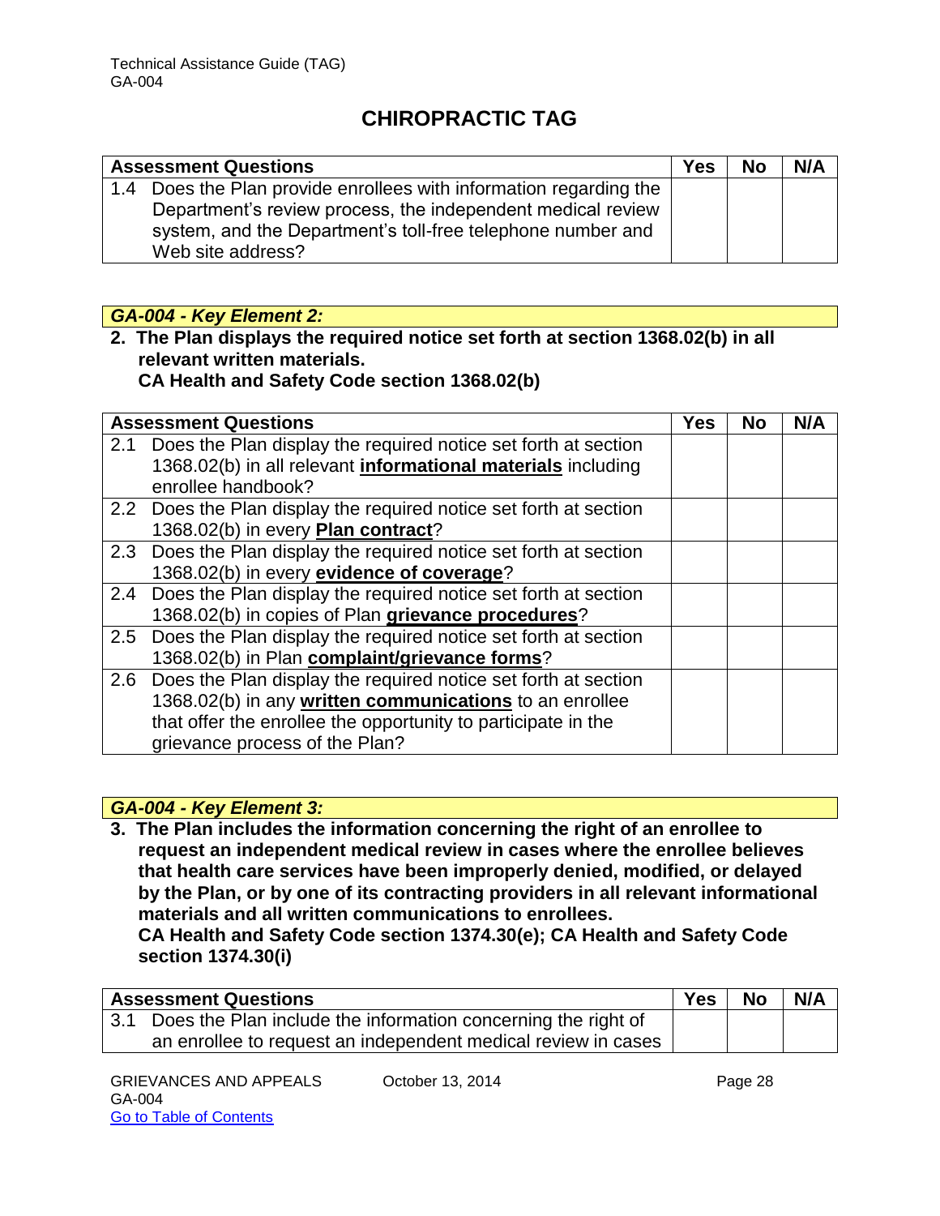# CHIROPRACTIC TAG

| Assessment Questions | Yes | No | N/A |
|---|---|---|---|
| 1.4 Does the Plan provide enrollees with information regarding the Department's review process, the independent medical review system, and the Department's toll-free telephone number and Web site address? | | | |

***GA-004 - Key Element 2:***

**2. The Plan displays the required notice set forth at section 1368.02(b) in all relevant written materials.**
**CA Health and Safety Code section 1368.02(b)**

| Assessment Questions | Yes | No | N/A |
|---|---|---|---|
| 2.1 Does the Plan display the required notice set forth at section 1368.02(b) in all relevant **informational materials** including enrollee handbook? | | | |
| 2.2 Does the Plan display the required notice set forth at section 1368.02(b) in every **Plan contract**? | | | |
| 2.3 Does the Plan display the required notice set forth at section 1368.02(b) in every **evidence of coverage**? | | | |
| 2.4 Does the Plan display the required notice set forth at section 1368.02(b) in copies of Plan **grievance procedures**? | | | |
| 2.5 Does the Plan display the required notice set forth at section 1368.02(b) in Plan **complaint/grievance forms**? | | | |
| 2.6 Does the Plan display the required notice set forth at section 1368.02(b) in any **written communications** to an enrollee that offer the enrollee the opportunity to participate in the grievance process of the Plan? | | | |

***GA-004 - Key Element 3:***

**3. The Plan includes the information concerning the right of an enrollee to request an independent medical review in cases where the enrollee believes that health care services have been improperly denied, modified, or delayed by the Plan, or by one of its contracting providers in all relevant informational materials and all written communications to enrollees.**
**CA Health and Safety Code section 1374.30(e); CA Health and Safety Code section 1374.30(i)**

| Assessment Questions | Yes | No | N/A |
|---|---|---|---|
| 3.1 Does the Plan include the information concerning the right of an enrollee to request an independent medical review in cases | | | |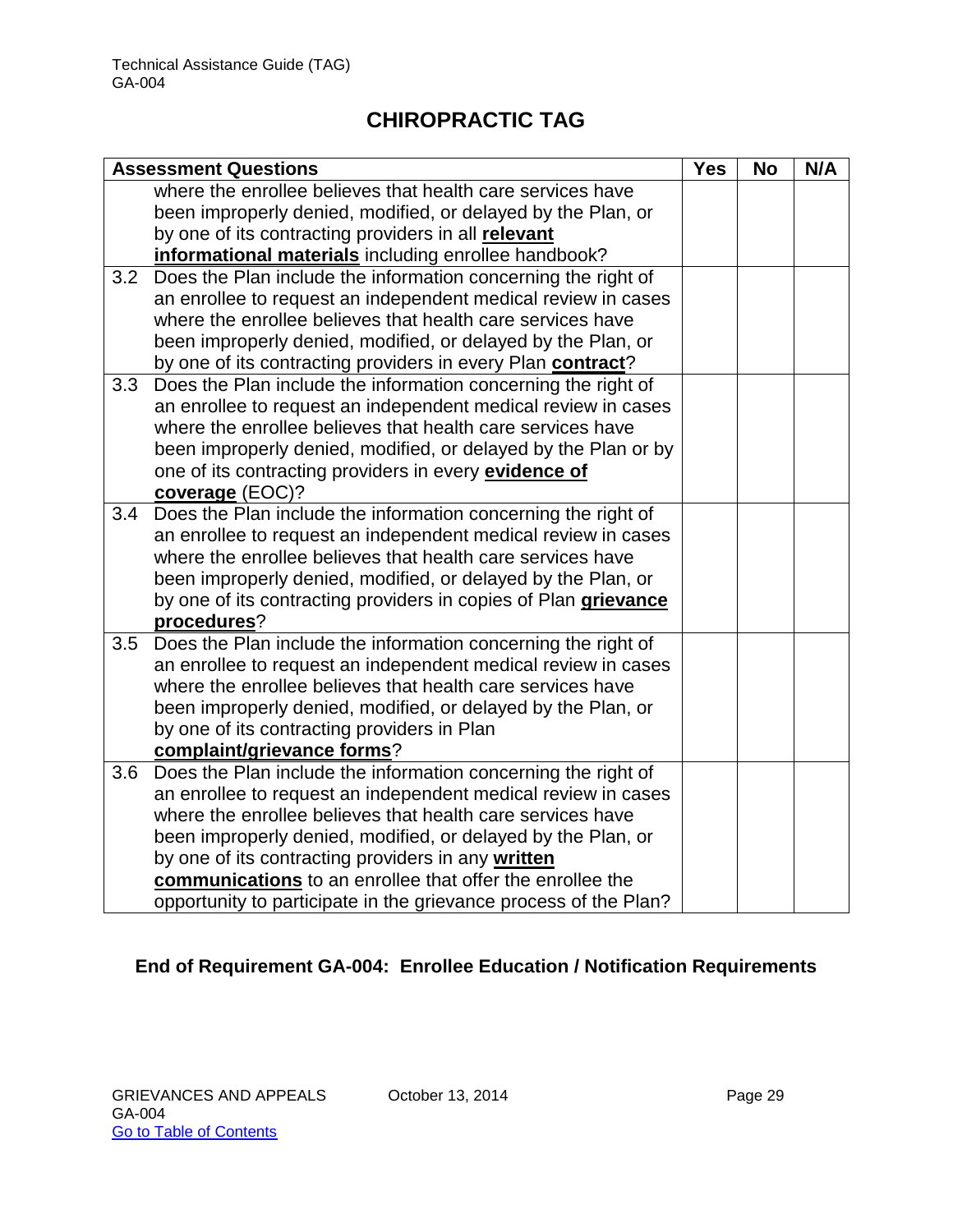# CHIROPRACTIC TAG

| Assessment Questions | | Yes | No | N/A |
|---|---|---|---|---|
| | where the enrollee believes that health care services have been improperly denied, modified, or delayed by the Plan, or by one of its contracting providers in all **relevant informational materials** including enrollee handbook? | | | |
| 3.2 | Does the Plan include the information concerning the right of an enrollee to request an independent medical review in cases where the enrollee believes that health care services have been improperly denied, modified, or delayed by the Plan, or by one of its contracting providers in every Plan **contract**? | | | |
| 3.3 | Does the Plan include the information concerning the right of an enrollee to request an independent medical review in cases where the enrollee believes that health care services have been improperly denied, modified, or delayed by the Plan or by one of its contracting providers in every **evidence of coverage** (EOC)? | | | |
| 3.4 | Does the Plan include the information concerning the right of an enrollee to request an independent medical review in cases where the enrollee believes that health care services have been improperly denied, modified, or delayed by the Plan, or by one of its contracting providers in copies of Plan **grievance procedures**? | | | |
| 3.5 | Does the Plan include the information concerning the right of an enrollee to request an independent medical review in cases where the enrollee believes that health care services have been improperly denied, modified, or delayed by the Plan, or by one of its contracting providers in Plan **complaint/grievance forms**? | | | |
| 3.6 | Does the Plan include the information concerning the right of an enrollee to request an independent medical review in cases where the enrollee believes that health care services have been improperly denied, modified, or delayed by the Plan, or by one of its contracting providers in any **written communications** to an enrollee that offer the enrollee the opportunity to participate in the grievance process of the Plan? | | | |

**End of Requirement GA-004: Enrollee Education / Notification Requirements**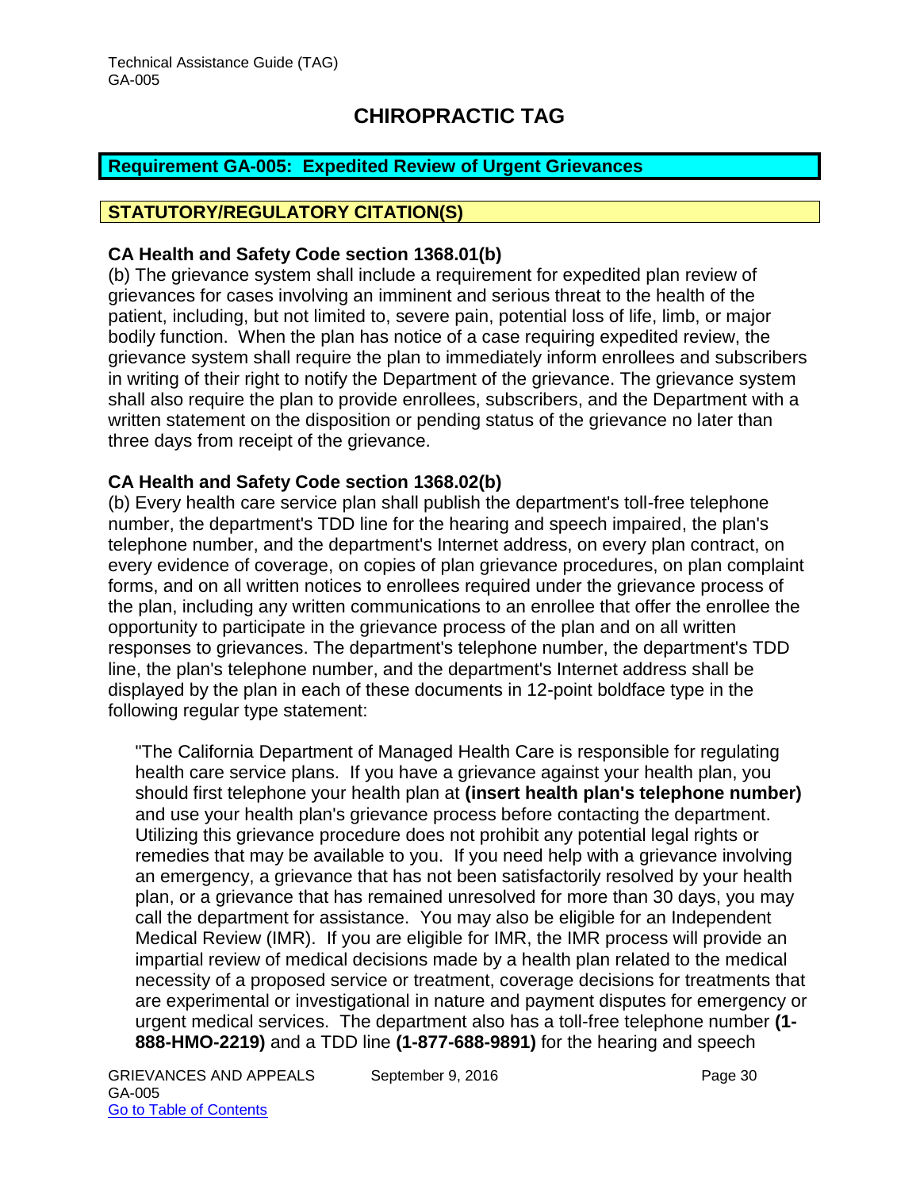# CHIROPRACTIC TAG

## Requirement GA-005: Expedited Review of Urgent Grievances

### STATUTORY/REGULATORY CITATION(S)

**CA Health and Safety Code section 1368.01(b)**

(b) The grievance system shall include a requirement for expedited plan review of grievances for cases involving an imminent and serious threat to the health of the patient, including, but not limited to, severe pain, potential loss of life, limb, or major bodily function. When the plan has notice of a case requiring expedited review, the grievance system shall require the plan to immediately inform enrollees and subscribers in writing of their right to notify the Department of the grievance. The grievance system shall also require the plan to provide enrollees, subscribers, and the Department with a written statement on the disposition or pending status of the grievance no later than three days from receipt of the grievance.

**CA Health and Safety Code section 1368.02(b)**

(b) Every health care service plan shall publish the department's toll-free telephone number, the department's TDD line for the hearing and speech impaired, the plan's telephone number, and the department's Internet address, on every plan contract, on every evidence of coverage, on copies of plan grievance procedures, on plan complaint forms, and on all written notices to enrollees required under the grievance process of the plan, including any written communications to an enrollee that offer the enrollee the opportunity to participate in the grievance process of the plan and on all written responses to grievances. The department's telephone number, the department's TDD line, the plan's telephone number, and the department's Internet address shall be displayed by the plan in each of these documents in 12-point boldface type in the following regular type statement:

"The California Department of Managed Health Care is responsible for regulating health care service plans. If you have a grievance against your health plan, you should first telephone your health plan at **(insert health plan's telephone number)** and use your health plan's grievance process before contacting the department. Utilizing this grievance procedure does not prohibit any potential legal rights or remedies that may be available to you. If you need help with a grievance involving an emergency, a grievance that has not been satisfactorily resolved by your health plan, or a grievance that has remained unresolved for more than 30 days, you may call the department for assistance. You may also be eligible for an Independent Medical Review (IMR). If you are eligible for IMR, the IMR process will provide an impartial review of medical decisions made by a health plan related to the medical necessity of a proposed service or treatment, coverage decisions for treatments that are experimental or investigational in nature and payment disputes for emergency or urgent medical services. The department also has a toll-free telephone number **(1-888-HMO-2219)** and a TDD line **(1-877-688-9891)** for the hearing and speech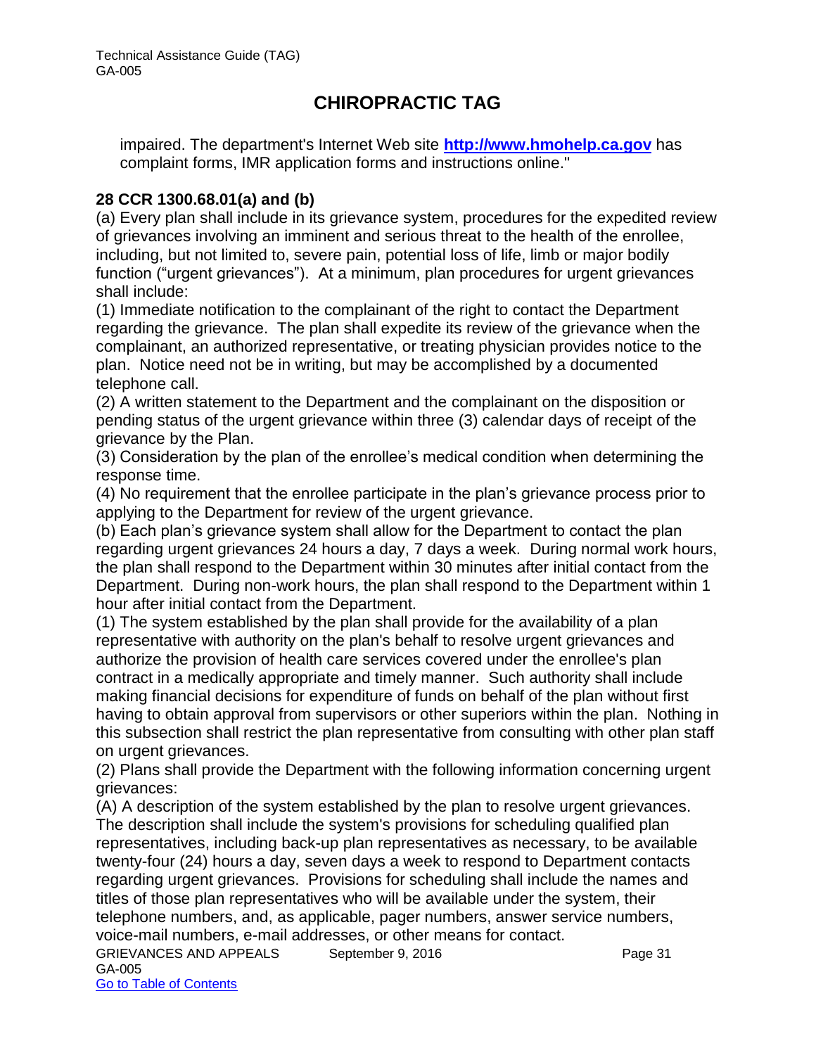impaired. The department's Internet Web site **[http://www.hmohelp.ca.gov](http://www.hmohelp.ca.gov)** has complaint forms, IMR application forms and instructions online."

**28 CCR 1300.68.01(a) and (b)**

(a) Every plan shall include in its grievance system, procedures for the expedited review of grievances involving an imminent and serious threat to the health of the enrollee, including, but not limited to, severe pain, potential loss of life, limb or major bodily function ("urgent grievances"). At a minimum, plan procedures for urgent grievances shall include:

(1) Immediate notification to the complainant of the right to contact the Department regarding the grievance. The plan shall expedite its review of the grievance when the complainant, an authorized representative, or treating physician provides notice to the plan. Notice need not be in writing, but may be accomplished by a documented telephone call.

(2) A written statement to the Department and the complainant on the disposition or pending status of the urgent grievance within three (3) calendar days of receipt of the grievance by the Plan.

(3) Consideration by the plan of the enrollee's medical condition when determining the response time.

(4) No requirement that the enrollee participate in the plan's grievance process prior to applying to the Department for review of the urgent grievance.

(b) Each plan's grievance system shall allow for the Department to contact the plan regarding urgent grievances 24 hours a day, 7 days a week. During normal work hours, the plan shall respond to the Department within 30 minutes after initial contact from the Department. During non-work hours, the plan shall respond to the Department within 1 hour after initial contact from the Department.

(1) The system established by the plan shall provide for the availability of a plan representative with authority on the plan's behalf to resolve urgent grievances and authorize the provision of health care services covered under the enrollee's plan contract in a medically appropriate and timely manner. Such authority shall include making financial decisions for expenditure of funds on behalf of the plan without first having to obtain approval from supervisors or other superiors within the plan. Nothing in this subsection shall restrict the plan representative from consulting with other plan staff on urgent grievances.

(2) Plans shall provide the Department with the following information concerning urgent grievances:

(A) A description of the system established by the plan to resolve urgent grievances. The description shall include the system's provisions for scheduling qualified plan representatives, including back-up plan representatives as necessary, to be available twenty-four (24) hours a day, seven days a week to respond to Department contacts regarding urgent grievances. Provisions for scheduling shall include the names and titles of those plan representatives who will be available under the system, their telephone numbers, and, as applicable, pager numbers, answer service numbers, voice-mail numbers, e-mail addresses, or other means for contact.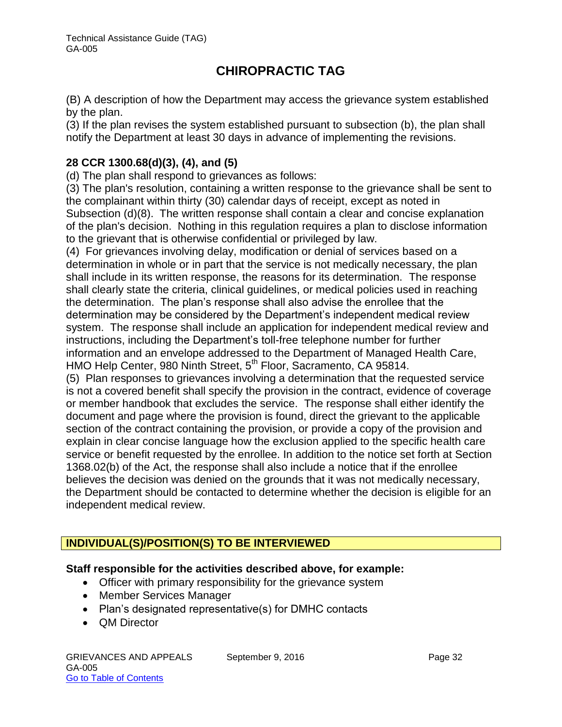(B) A description of how the Department may access the grievance system established by the plan.

(3) If the plan revises the system established pursuant to subsection (b), the plan shall notify the Department at least 30 days in advance of implementing the revisions.

**28 CCR 1300.68(d)(3), (4), and (5)**

(d) The plan shall respond to grievances as follows:

(3) The plan's resolution, containing a written response to the grievance shall be sent to the complainant within thirty (30) calendar days of receipt, except as noted in Subsection (d)(8). The written response shall contain a clear and concise explanation of the plan's decision. Nothing in this regulation requires a plan to disclose information to the grievant that is otherwise confidential or privileged by law.

(4) For grievances involving delay, modification or denial of services based on a determination in whole or in part that the service is not medically necessary, the plan shall include in its written response, the reasons for its determination. The response shall clearly state the criteria, clinical guidelines, or medical policies used in reaching the determination. The plan's response shall also advise the enrollee that the determination may be considered by the Department's independent medical review system. The response shall include an application for independent medical review and instructions, including the Department's toll-free telephone number for further information and an envelope addressed to the Department of Managed Health Care, HMO Help Center, 980 Ninth Street, 5th Floor, Sacramento, CA 95814.

(5) Plan responses to grievances involving a determination that the requested service is not a covered benefit shall specify the provision in the contract, evidence of coverage or member handbook that excludes the service. The response shall either identify the document and page where the provision is found, direct the grievant to the applicable section of the contract containing the provision, or provide a copy of the provision and explain in clear concise language how the exclusion applied to the specific health care service or benefit requested by the enrollee. In addition to the notice set forth at Section 1368.02(b) of the Act, the response shall also include a notice that if the enrollee believes the decision was denied on the grounds that it was not medically necessary, the Department should be contacted to determine whether the decision is eligible for an independent medical review.

## INDIVIDUAL(S)/POSITION(S) TO BE INTERVIEWED

**Staff responsible for the activities described above, for example:**

- Officer with primary responsibility for the grievance system
- Member Services Manager
- Plan's designated representative(s) for DMHC contacts
- QM Director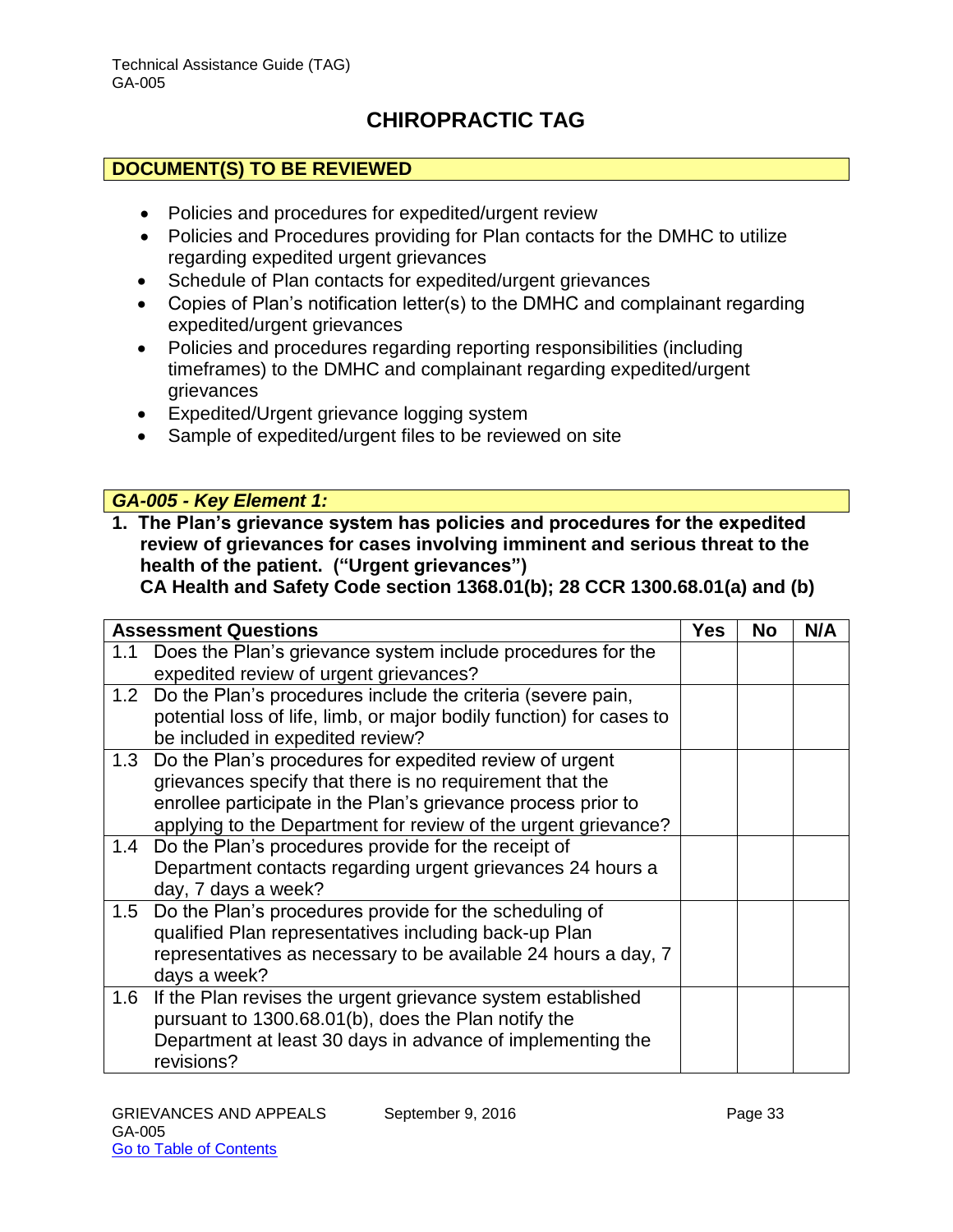# CHIROPRACTIC TAG

## DOCUMENT(S) TO BE REVIEWED

- Policies and procedures for expedited/urgent review
- Policies and Procedures providing for Plan contacts for the DMHC to utilize regarding expedited urgent grievances
- Schedule of Plan contacts for expedited/urgent grievances
- Copies of Plan's notification letter(s) to the DMHC and complainant regarding expedited/urgent grievances
- Policies and procedures regarding reporting responsibilities (including timeframes) to the DMHC and complainant regarding expedited/urgent grievances
- Expedited/Urgent grievance logging system
- Sample of expedited/urgent files to be reviewed on site

## *GA-005 - Key Element 1:*

**1. The Plan's grievance system has policies and procedures for the expedited review of grievances for cases involving imminent and serious threat to the health of the patient. ("Urgent grievances")**
**CA Health and Safety Code section 1368.01(b); 28 CCR 1300.68.01(a) and (b)**

| Assessment Questions | Yes | No | N/A |
|---|---|---|---|
| 1.1 Does the Plan's grievance system include procedures for the expedited review of urgent grievances? | | | |
| 1.2 Do the Plan's procedures include the criteria (severe pain, potential loss of life, limb, or major bodily function) for cases to be included in expedited review? | | | |
| 1.3 Do the Plan's procedures for expedited review of urgent grievances specify that there is no requirement that the enrollee participate in the Plan's grievance process prior to applying to the Department for review of the urgent grievance? | | | |
| 1.4 Do the Plan's procedures provide for the receipt of Department contacts regarding urgent grievances 24 hours a day, 7 days a week? | | | |
| 1.5 Do the Plan's procedures provide for the scheduling of qualified Plan representatives including back-up Plan representatives as necessary to be available 24 hours a day, 7 days a week? | | | |
| 1.6 If the Plan revises the urgent grievance system established pursuant to 1300.68.01(b), does the Plan notify the Department at least 30 days in advance of implementing the revisions? | | | |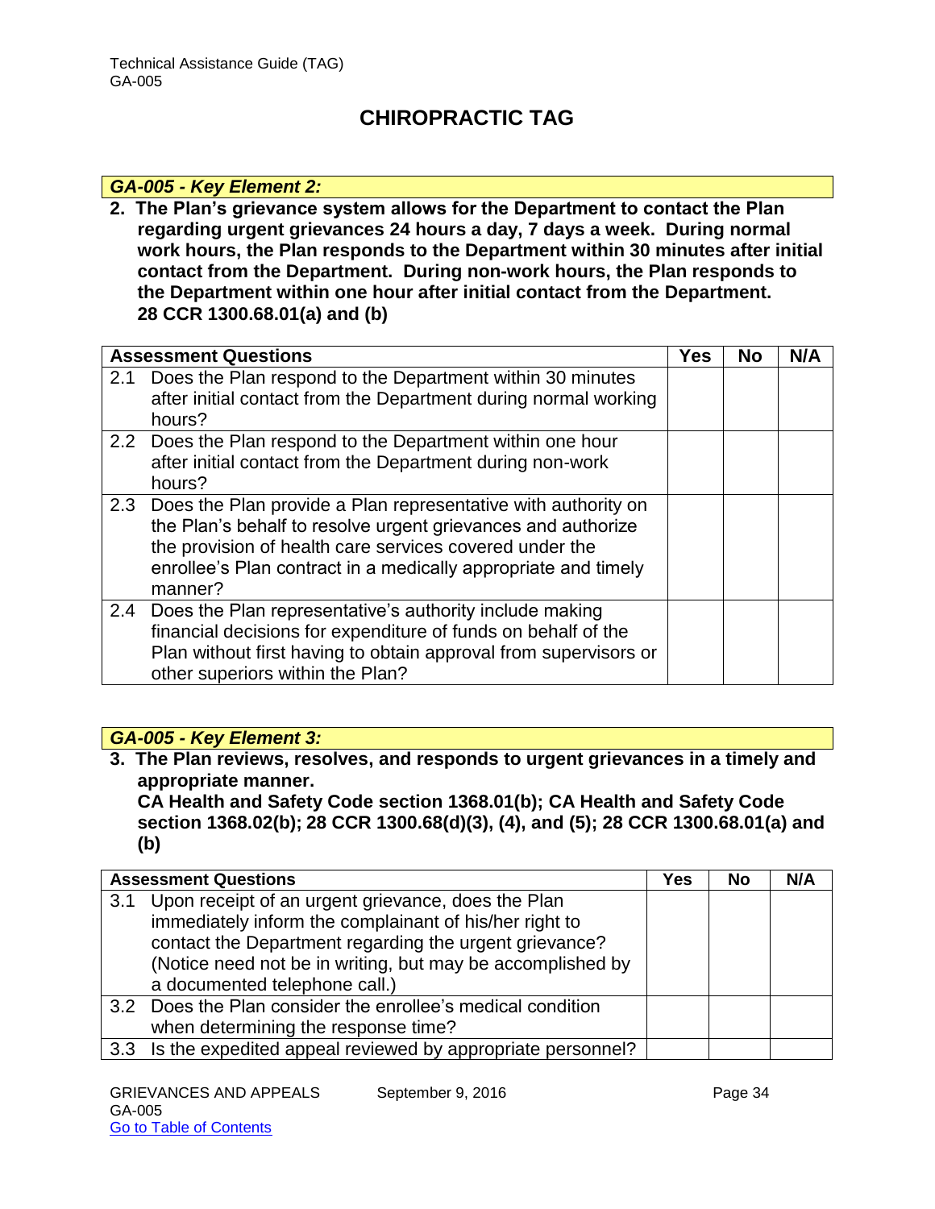# CHIROPRACTIC TAG

***GA-005 - Key Element 2:***

**2. The Plan's grievance system allows for the Department to contact the Plan regarding urgent grievances 24 hours a day, 7 days a week. During normal work hours, the Plan responds to the Department within 30 minutes after initial contact from the Department. During non-work hours, the Plan responds to the Department within one hour after initial contact from the Department. 28 CCR 1300.68.01(a) and (b)**

| Assessment Questions | Yes | No | N/A |
|---|---|---|---|
| 2.1 Does the Plan respond to the Department within 30 minutes after initial contact from the Department during normal working hours? | | | |
| 2.2 Does the Plan respond to the Department within one hour after initial contact from the Department during non-work hours? | | | |
| 2.3 Does the Plan provide a Plan representative with authority on the Plan's behalf to resolve urgent grievances and authorize the provision of health care services covered under the enrollee's Plan contract in a medically appropriate and timely manner? | | | |
| 2.4 Does the Plan representative's authority include making financial decisions for expenditure of funds on behalf of the Plan without first having to obtain approval from supervisors or other superiors within the Plan? | | | |

***GA-005 - Key Element 3:***

**3. The Plan reviews, resolves, and responds to urgent grievances in a timely and appropriate manner. CA Health and Safety Code section 1368.01(b); CA Health and Safety Code section 1368.02(b); 28 CCR 1300.68(d)(3), (4), and (5); 28 CCR 1300.68.01(a) and (b)**

| Assessment Questions | Yes | No | N/A |
|---|---|---|---|
| 3.1 Upon receipt of an urgent grievance, does the Plan immediately inform the complainant of his/her right to contact the Department regarding the urgent grievance? (Notice need not be in writing, but may be accomplished by a documented telephone call.) | | | |
| 3.2 Does the Plan consider the enrollee's medical condition when determining the response time? | | | |
| 3.3 Is the expedited appeal reviewed by appropriate personnel? | | | |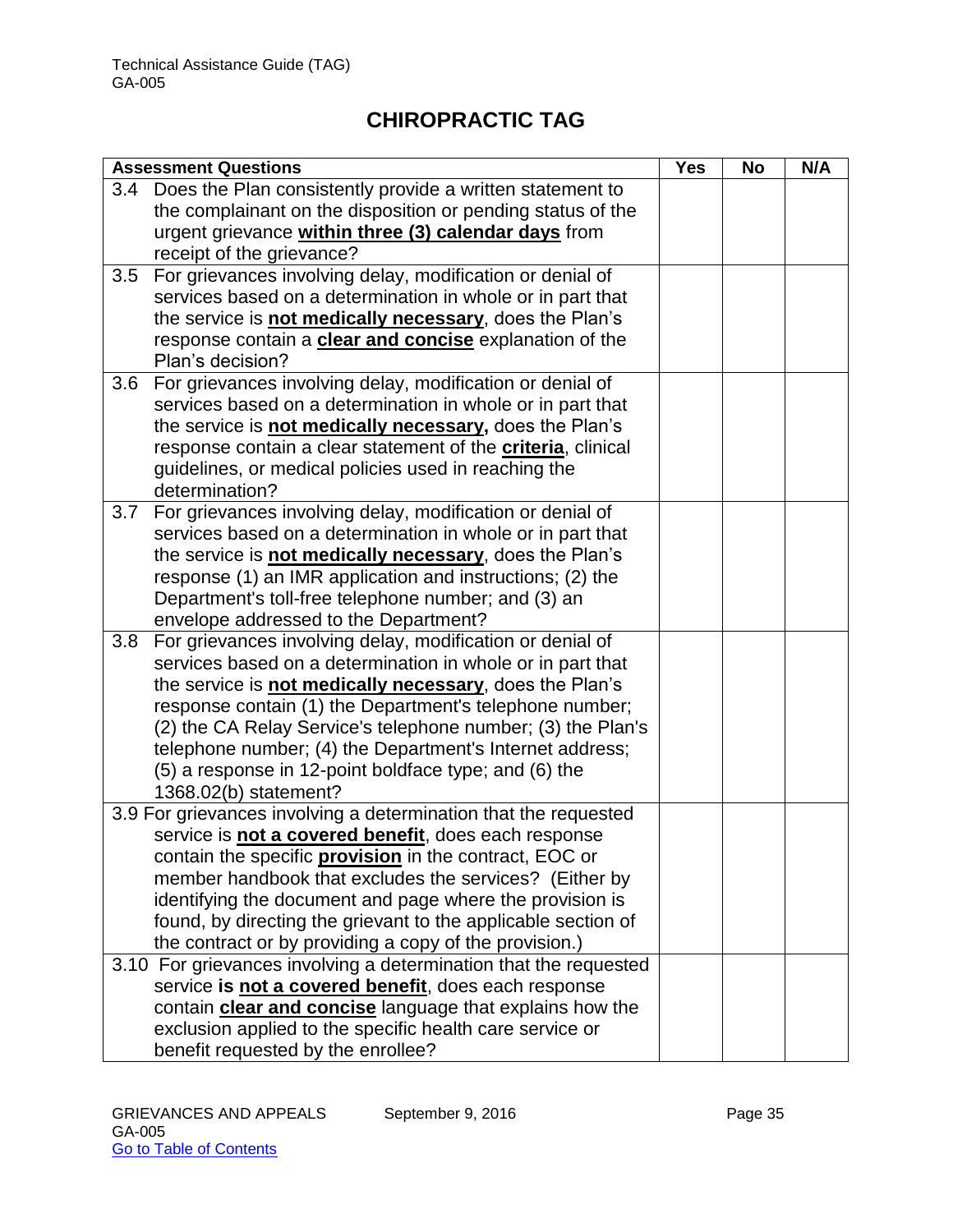# CHIROPRACTIC TAG

| Assessment Questions | Yes | No | N/A |
|---|---|---|---|
| 3.4 Does the Plan consistently provide a written statement to the complainant on the disposition or pending status of the urgent grievance **within three (3) calendar days** from receipt of the grievance? | | | |
| 3.5 For grievances involving delay, modification or denial of services based on a determination in whole or in part that the service is **not medically necessary**, does the Plan's response contain a **clear and concise** explanation of the Plan's decision? | | | |
| 3.6 For grievances involving delay, modification or denial of services based on a determination in whole or in part that the service is **not medically necessary,** does the Plan's response contain a clear statement of the **criteria**, clinical guidelines, or medical policies used in reaching the determination? | | | |
| 3.7 For grievances involving delay, modification or denial of services based on a determination in whole or in part that the service is **not medically necessary**, does the Plan's response (1) an IMR application and instructions; (2) the Department's toll-free telephone number; and (3) an envelope addressed to the Department? | | | |
| 3.8 For grievances involving delay, modification or denial of services based on a determination in whole or in part that the service is **not medically necessary**, does the Plan's response contain (1) the Department's telephone number; (2) the CA Relay Service's telephone number; (3) the Plan's telephone number; (4) the Department's Internet address; (5) a response in 12-point boldface type; and (6) the 1368.02(b) statement? | | | |
| 3.9 For grievances involving a determination that the requested service is **not a covered benefit**, does each response contain the specific **provision** in the contract, EOC or member handbook that excludes the services? (Either by identifying the document and page where the provision is found, by directing the grievant to the applicable section of the contract or by providing a copy of the provision.) | | | |
| 3.10 For grievances involving a determination that the requested service **is not a covered benefit**, does each response contain **clear and concise** language that explains how the exclusion applied to the specific health care service or benefit requested by the enrollee? | | | |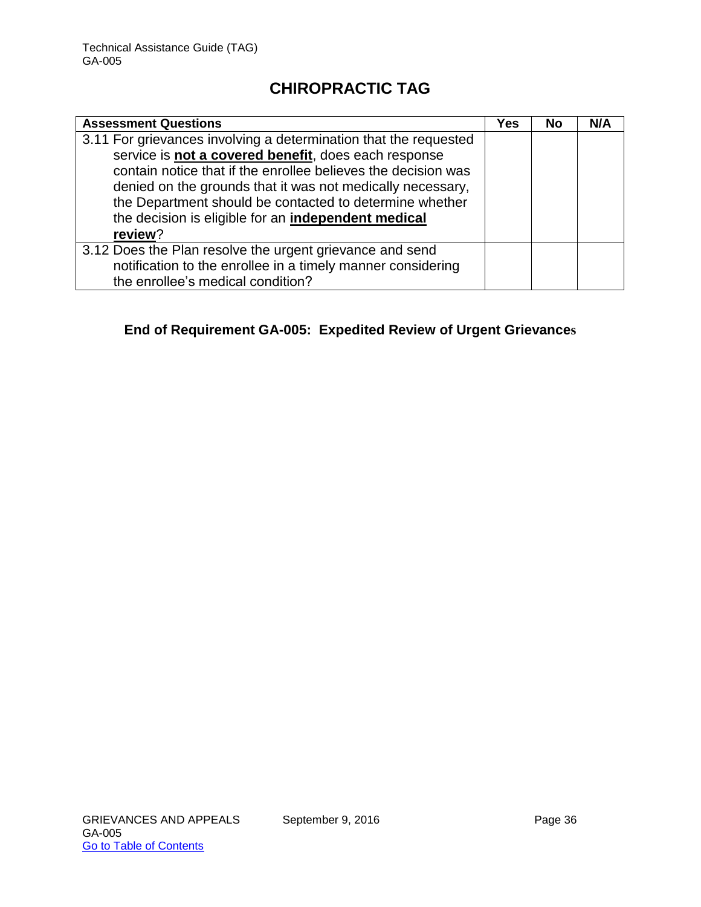# CHIROPRACTIC TAG

| Assessment Questions | Yes | No | N/A |
|---|---|---|---|
| 3.11 For grievances involving a determination that the requested service is **not a covered benefit**, does each response contain notice that if the enrollee believes the decision was denied on the grounds that it was not medically necessary, the Department should be contacted to determine whether the decision is eligible for an **independent medical review**? | | | |
| 3.12 Does the Plan resolve the urgent grievance and send notification to the enrollee in a timely manner considering the enrollee's medical condition? | | | |

**End of Requirement GA-005: Expedited Review of Urgent Grievances**